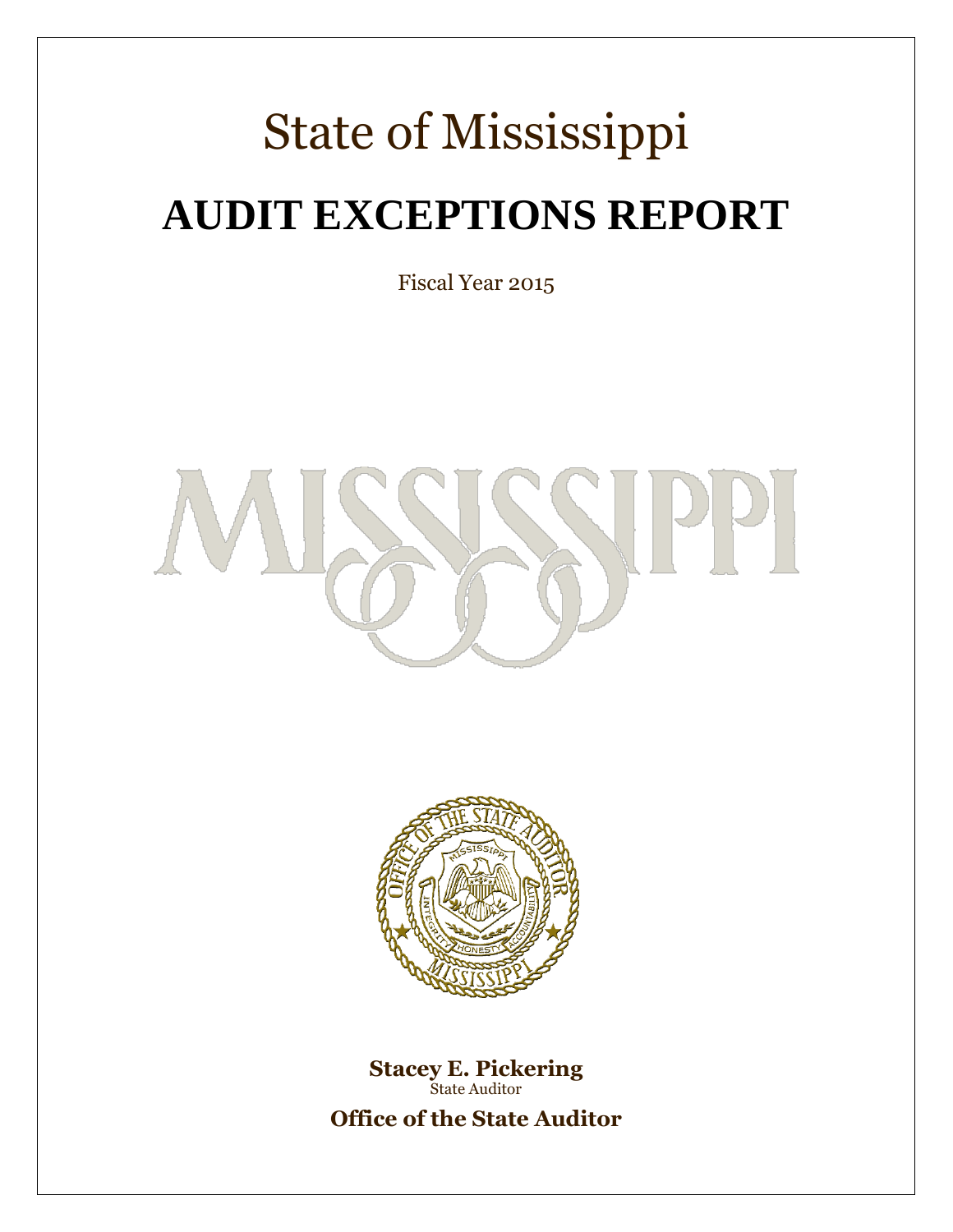# State of Mississippi

# AUDIT EXCEPTIONS REPORT

Fiscal Year 2015

**Stacey E. Pickering**
State Auditor

**Office of the State Auditor**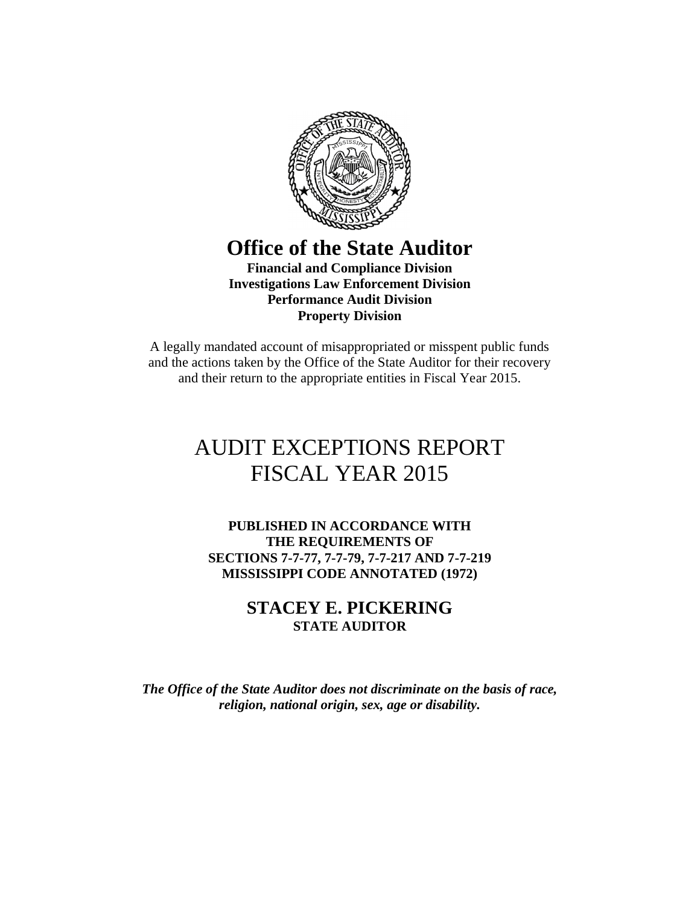# Office of the State Auditor

**Financial and Compliance Division**
**Investigations Law Enforcement Division**
**Performance Audit Division**
**Property Division**

A legally mandated account of misappropriated or misspent public funds and the actions taken by the Office of the State Auditor for their recovery and their return to the appropriate entities in Fiscal Year 2015.

# AUDIT EXCEPTIONS REPORT FISCAL YEAR 2015

**PUBLISHED IN ACCORDANCE WITH THE REQUIREMENTS OF SECTIONS 7-7-77, 7-7-79, 7-7-217 AND 7-7-219 MISSISSIPPI CODE ANNOTATED (1972)**

**STACEY E. PICKERING**
**STATE AUDITOR**

***The Office of the State Auditor does not discriminate on the basis of race, religion, national origin, sex, age or disability.***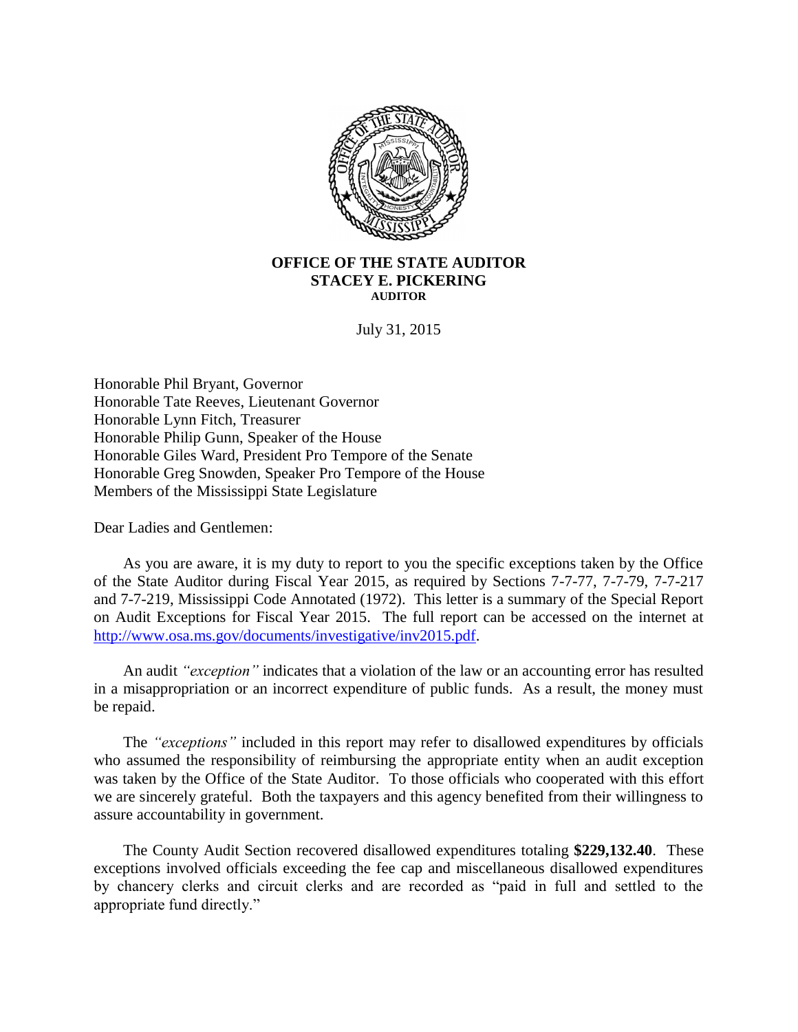**OFFICE OF THE STATE AUDITOR**
**STACEY E. PICKERING**
**AUDITOR**

July 31, 2015

Honorable Phil Bryant, Governor
Honorable Tate Reeves, Lieutenant Governor
Honorable Lynn Fitch, Treasurer
Honorable Philip Gunn, Speaker of the House
Honorable Giles Ward, President Pro Tempore of the Senate
Honorable Greg Snowden, Speaker Pro Tempore of the House
Members of the Mississippi State Legislature

Dear Ladies and Gentlemen:

As you are aware, it is my duty to report to you the specific exceptions taken by the Office of the State Auditor during Fiscal Year 2015, as required by Sections 7-7-77, 7-7-79, 7-7-217 and 7-7-219, Mississippi Code Annotated (1972). This letter is a summary of the Special Report on Audit Exceptions for Fiscal Year 2015. The full report can be accessed on the internet at http://www.osa.ms.gov/documents/investigative/inv2015.pdf.

An audit *"exception"* indicates that a violation of the law or an accounting error has resulted in a misappropriation or an incorrect expenditure of public funds. As a result, the money must be repaid.

The *"exceptions"* included in this report may refer to disallowed expenditures by officials who assumed the responsibility of reimbursing the appropriate entity when an audit exception was taken by the Office of the State Auditor. To those officials who cooperated with this effort we are sincerely grateful. Both the taxpayers and this agency benefited from their willingness to assure accountability in government.

The County Audit Section recovered disallowed expenditures totaling **$229,132.40**. These exceptions involved officials exceeding the fee cap and miscellaneous disallowed expenditures by chancery clerks and circuit clerks and are recorded as "paid in full and settled to the appropriate fund directly."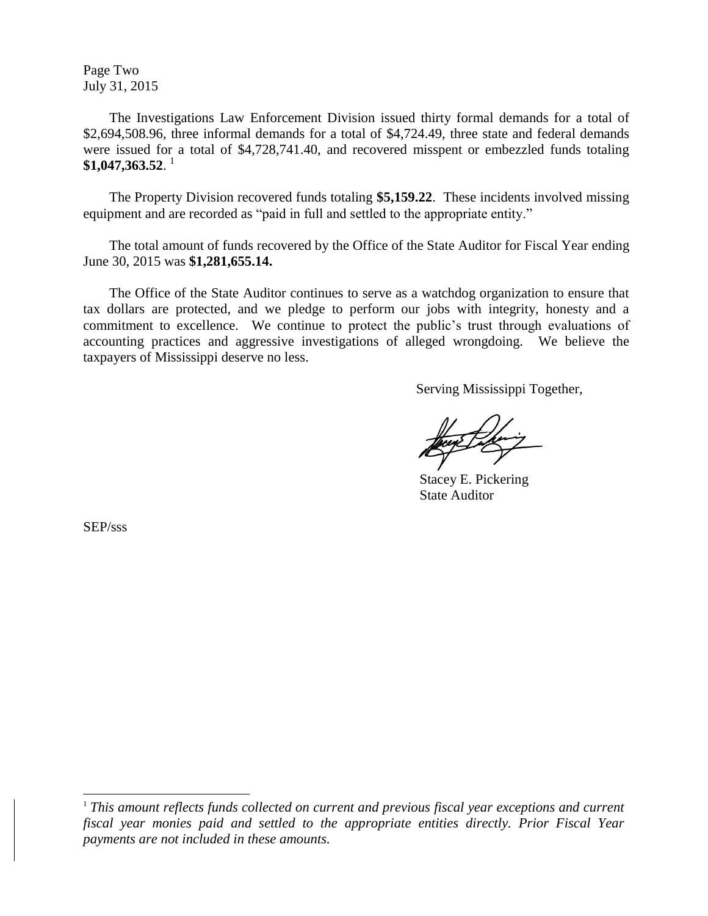Page Two
July 31, 2015

The Investigations Law Enforcement Division issued thirty formal demands for a total of $2,694,508.96, three informal demands for a total of $4,724.49, three state and federal demands were issued for a total of $4,728,741.40, and recovered misspent or embezzled funds totaling **$1,047,363.52**. [1]

The Property Division recovered funds totaling **$5,159.22**. These incidents involved missing equipment and are recorded as "paid in full and settled to the appropriate entity."

The total amount of funds recovered by the Office of the State Auditor for Fiscal Year ending June 30, 2015 was **$1,281,655.14.**

The Office of the State Auditor continues to serve as a watchdog organization to ensure that tax dollars are protected, and we pledge to perform our jobs with integrity, honesty and a commitment to excellence. We continue to protect the public's trust through evaluations of accounting practices and aggressive investigations of alleged wrongdoing. We believe the taxpayers of Mississippi deserve no less.

Serving Mississippi Together,

Stacey E. Pickering
State Auditor

SEP/sss

---

[1] *This amount reflects funds collected on current and previous fiscal year exceptions and current fiscal year monies paid and settled to the appropriate entities directly. Prior Fiscal Year payments are not included in these amounts.*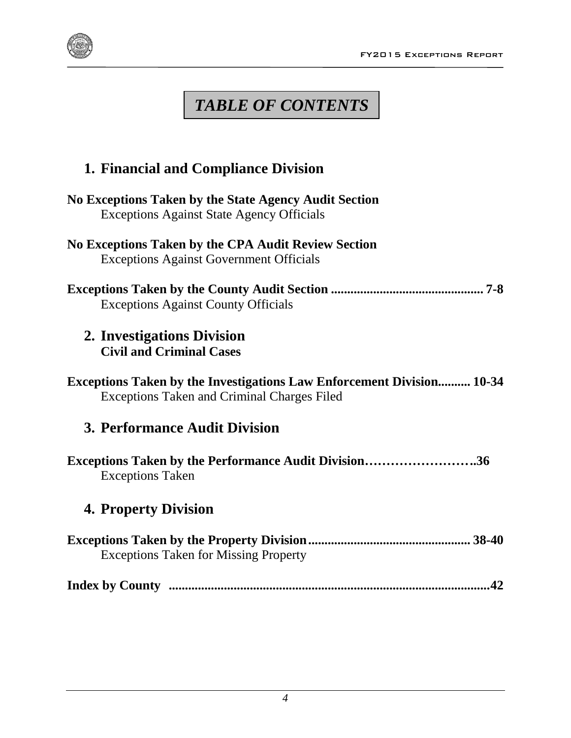# *TABLE OF CONTENTS*

## 1. Financial and Compliance Division

**No Exceptions Taken by the State Agency Audit Section**
Exceptions Against State Agency Officials

**No Exceptions Taken by the CPA Audit Review Section**
Exceptions Against Government Officials

**Exceptions Taken by the County Audit Section .............................................. 7-8**
Exceptions Against County Officials

## 2. Investigations Division
**Civil and Criminal Cases**

**Exceptions Taken by the Investigations Law Enforcement Division.......... 10-34**
Exceptions Taken and Criminal Charges Filed

## 3. Performance Audit Division

**Exceptions Taken by the Performance Audit Division…………………….36**
Exceptions Taken

## 4. Property Division

**Exceptions Taken by the Property Division.................................................. 38-40**
Exceptions Taken for Missing Property

**Index by County ...................................................................................................42**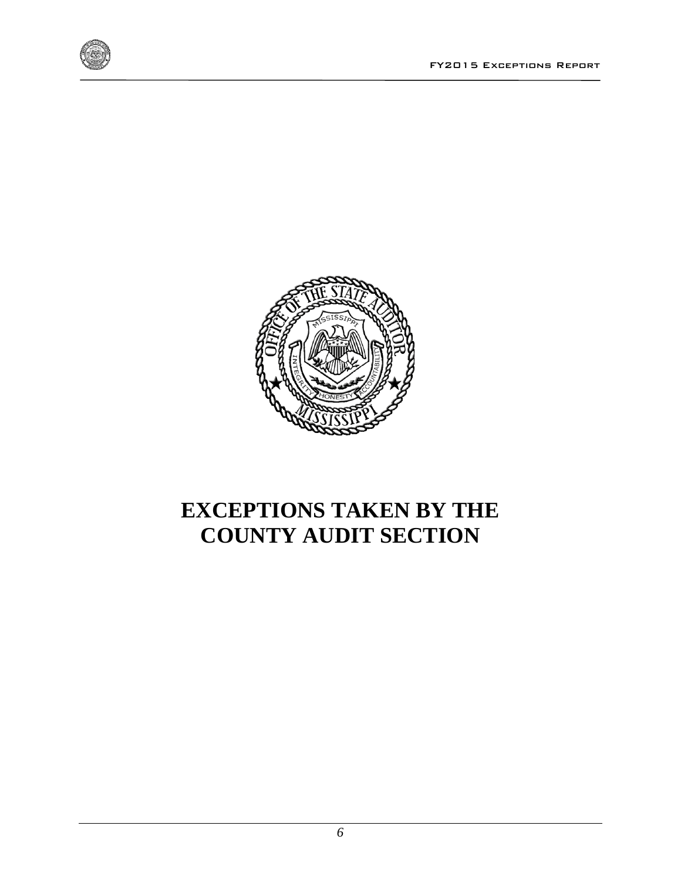# EXCEPTIONS TAKEN BY THE COUNTY AUDIT SECTION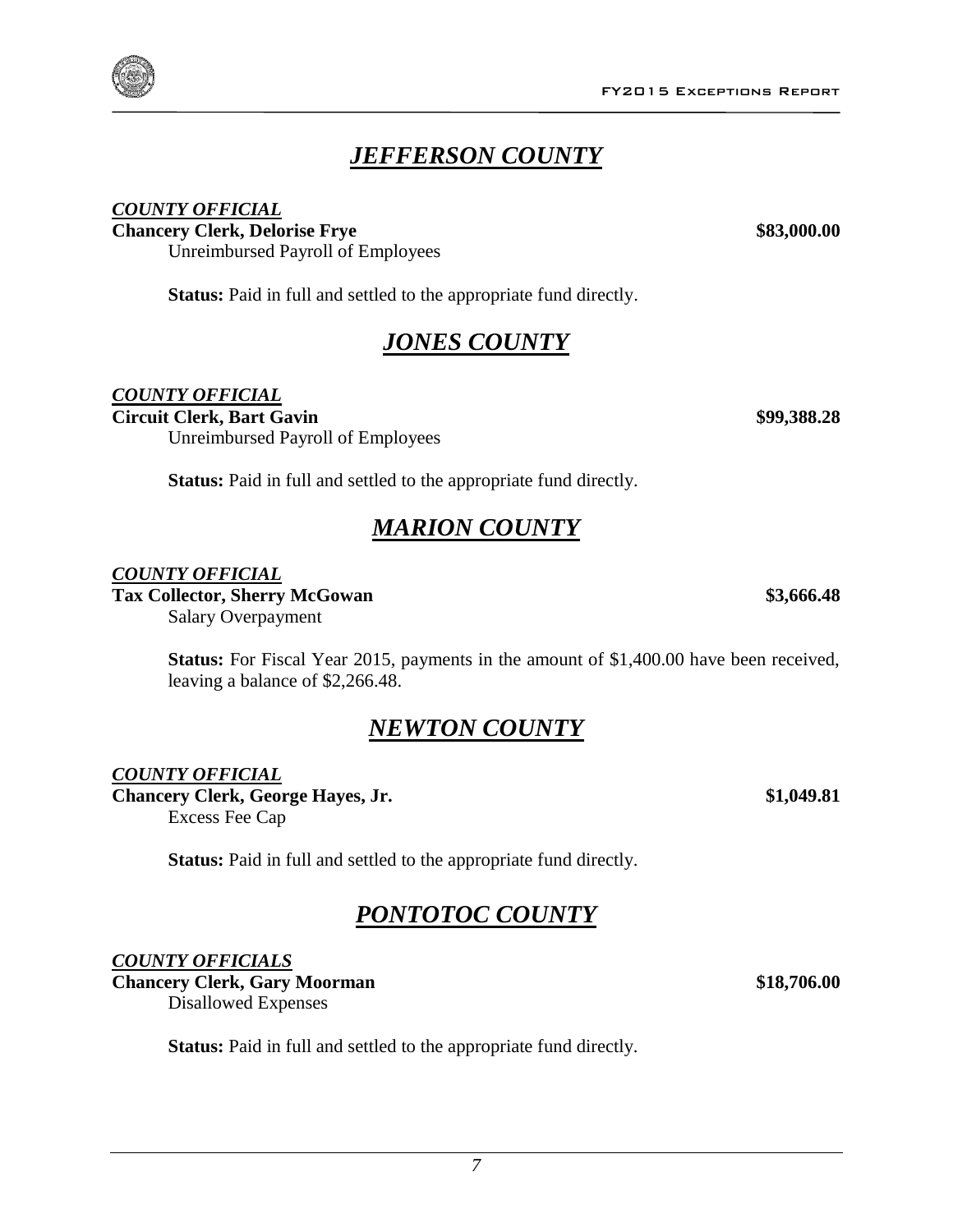## *JEFFERSON COUNTY*

***COUNTY OFFICIAL***

**Chancery Clerk, Delorise Frye** **$83,000.00**

Unreimbursed Payroll of Employees

**Status:** Paid in full and settled to the appropriate fund directly.

## *JONES COUNTY*

***COUNTY OFFICIAL***

**Circuit Clerk, Bart Gavin** **$99,388.28**

Unreimbursed Payroll of Employees

**Status:** Paid in full and settled to the appropriate fund directly.

## *MARION COUNTY*

***COUNTY OFFICIAL***

**Tax Collector, Sherry McGowan** **$3,666.48**

Salary Overpayment

**Status:** For Fiscal Year 2015, payments in the amount of $1,400.00 have been received, leaving a balance of $2,266.48.

## *NEWTON COUNTY*

***COUNTY OFFICIAL***

**Chancery Clerk, George Hayes, Jr.** **$1,049.81**

Excess Fee Cap

**Status:** Paid in full and settled to the appropriate fund directly.

## *PONTOTOC COUNTY*

***COUNTY OFFICIALS***

**Chancery Clerk, Gary Moorman** **$18,706.00**

Disallowed Expenses

**Status:** Paid in full and settled to the appropriate fund directly.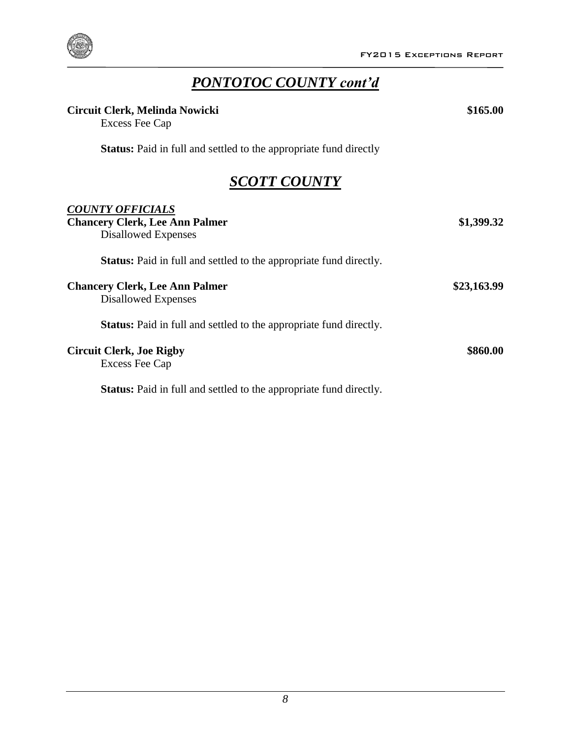## *PONTOTOC COUNTY cont'd*

**Circuit Clerk, Melinda Nowicki** **$165.00**
Excess Fee Cap

**Status:** Paid in full and settled to the appropriate fund directly

## *SCOTT COUNTY*

***COUNTY OFFICIALS***

**Chancery Clerk, Lee Ann Palmer** **$1,399.32**
Disallowed Expenses

**Status:** Paid in full and settled to the appropriate fund directly.

**Chancery Clerk, Lee Ann Palmer** **$23,163.99**
Disallowed Expenses

**Status:** Paid in full and settled to the appropriate fund directly.

**Circuit Clerk, Joe Rigby** **$860.00**
Excess Fee Cap

**Status:** Paid in full and settled to the appropriate fund directly.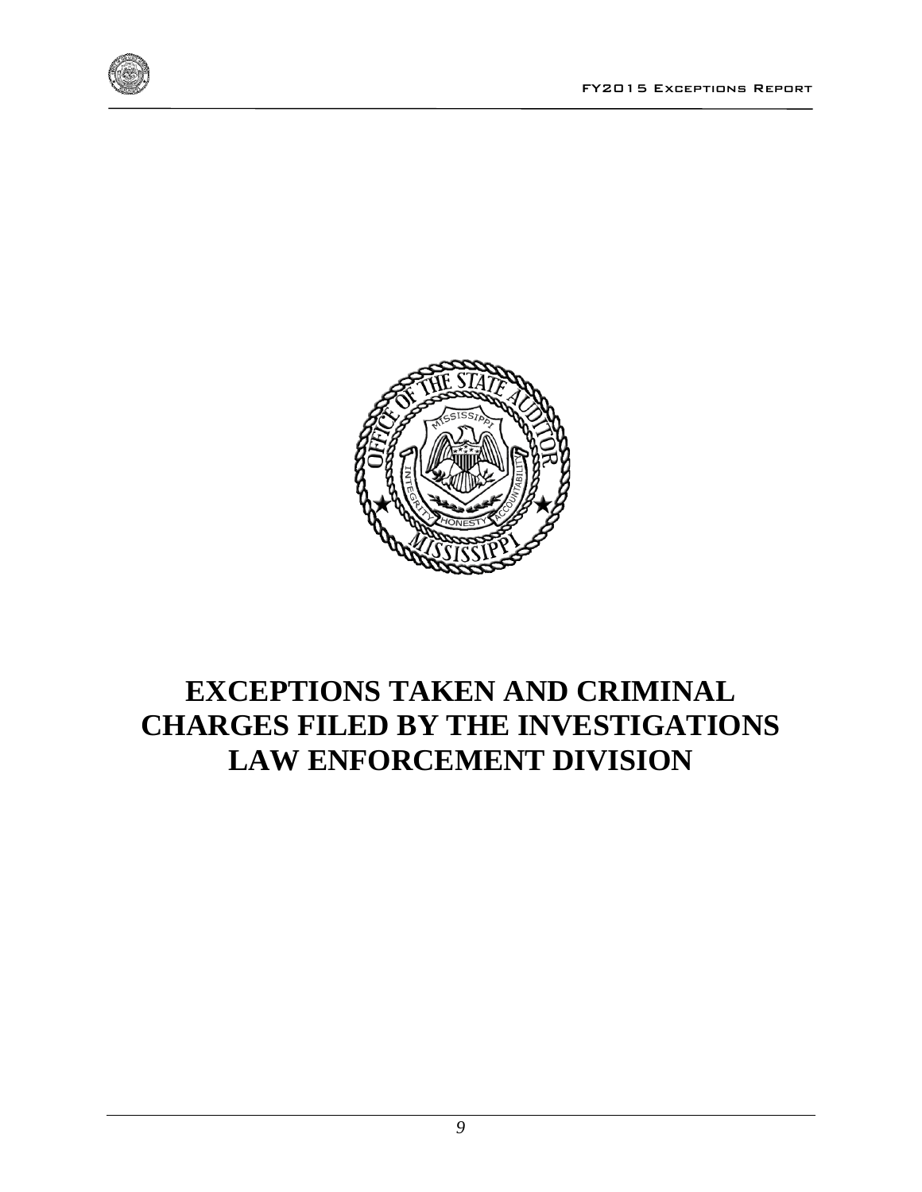# EXCEPTIONS TAKEN AND CRIMINAL CHARGES FILED BY THE INVESTIGATIONS LAW ENFORCEMENT DIVISION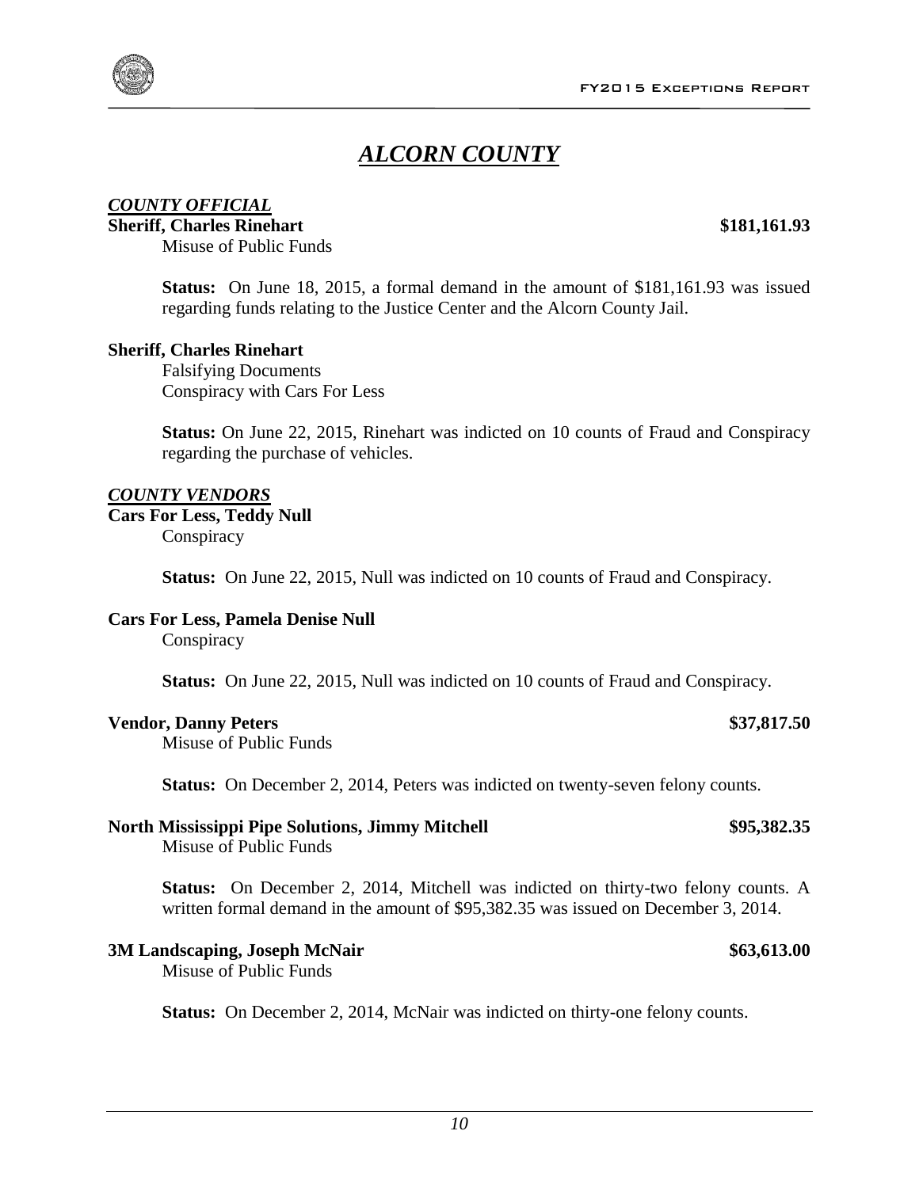# *ALCORN COUNTY*

***COUNTY OFFICIAL***

**Sheriff, Charles Rinehart** **$181,161.93**

Misuse of Public Funds

**Status:** On June 18, 2015, a formal demand in the amount of $181,161.93 was issued regarding funds relating to the Justice Center and the Alcorn County Jail.

**Sheriff, Charles Rinehart**

Falsifying Documents
Conspiracy with Cars For Less

**Status:** On June 22, 2015, Rinehart was indicted on 10 counts of Fraud and Conspiracy regarding the purchase of vehicles.

***COUNTY VENDORS***

**Cars For Less, Teddy Null**

Conspiracy

**Status:** On June 22, 2015, Null was indicted on 10 counts of Fraud and Conspiracy.

**Cars For Less, Pamela Denise Null**

Conspiracy

**Status:** On June 22, 2015, Null was indicted on 10 counts of Fraud and Conspiracy.

**Vendor, Danny Peters** **$37,817.50**

Misuse of Public Funds

**Status:** On December 2, 2014, Peters was indicted on twenty-seven felony counts.

**North Mississippi Pipe Solutions, Jimmy Mitchell** **$95,382.35**

Misuse of Public Funds

**Status:** On December 2, 2014, Mitchell was indicted on thirty-two felony counts. A written formal demand in the amount of $95,382.35 was issued on December 3, 2014.

**3M Landscaping, Joseph McNair** **$63,613.00**

Misuse of Public Funds

**Status:** On December 2, 2014, McNair was indicted on thirty-one felony counts.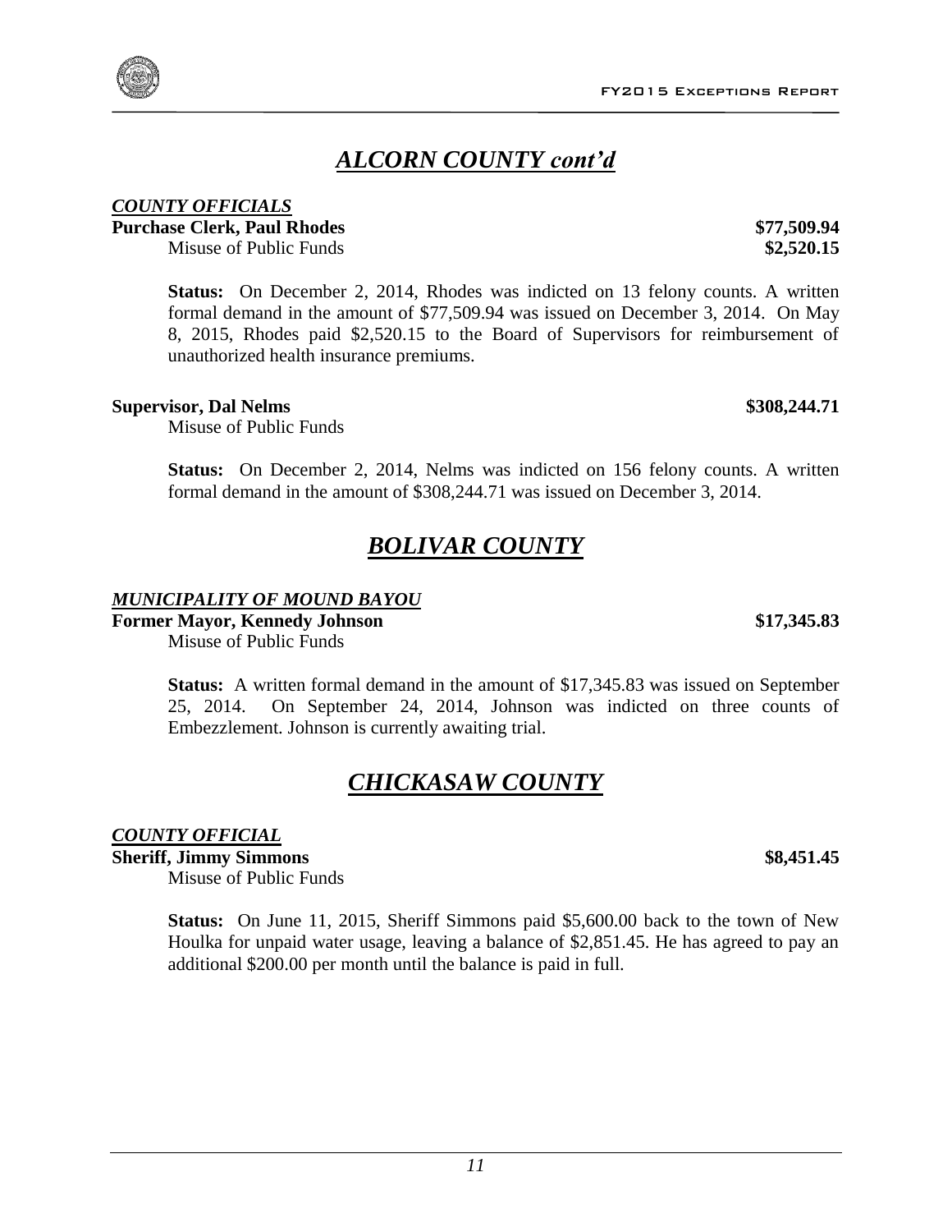# *ALCORN COUNTY cont'd*

***COUNTY OFFICIALS***

**Purchase Clerk, Paul Rhodes** **$77,509.94**

Misuse of Public Funds **$2,520.15**

**Status:** On December 2, 2014, Rhodes was indicted on 13 felony counts. A written formal demand in the amount of $77,509.94 was issued on December 3, 2014. On May 8, 2015, Rhodes paid $2,520.15 to the Board of Supervisors for reimbursement of unauthorized health insurance premiums.

**Supervisor, Dal Nelms** **$308,244.71**

Misuse of Public Funds

**Status:** On December 2, 2014, Nelms was indicted on 156 felony counts. A written formal demand in the amount of $308,244.71 was issued on December 3, 2014.

# *BOLIVAR COUNTY*

***MUNICIPALITY OF MOUND BAYOU***

**Former Mayor, Kennedy Johnson** **$17,345.83**

Misuse of Public Funds

**Status:** A written formal demand in the amount of $17,345.83 was issued on September 25, 2014. On September 24, 2014, Johnson was indicted on three counts of Embezzlement. Johnson is currently awaiting trial.

# *CHICKASAW COUNTY*

***COUNTY OFFICIAL***

**Sheriff, Jimmy Simmons** **$8,451.45**

Misuse of Public Funds

**Status:** On June 11, 2015, Sheriff Simmons paid $5,600.00 back to the town of New Houlka for unpaid water usage, leaving a balance of $2,851.45. He has agreed to pay an additional $200.00 per month until the balance is paid in full.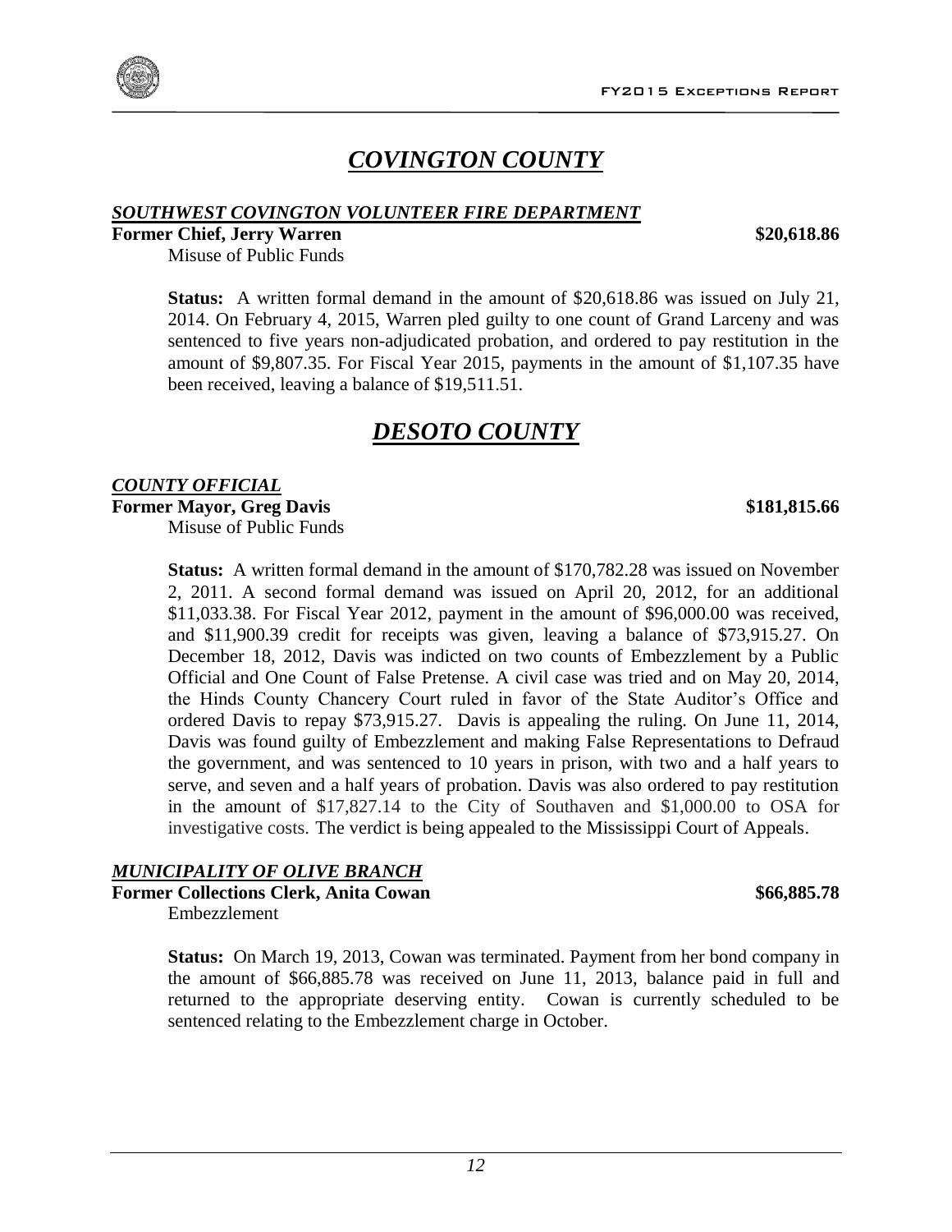# *COVINGTON COUNTY*

### *SOUTHWEST COVINGTON VOLUNTEER FIRE DEPARTMENT*

**Former Chief, Jerry Warren** **$20,618.86**

Misuse of Public Funds

**Status:** A written formal demand in the amount of $20,618.86 was issued on July 21, 2014. On February 4, 2015, Warren pled guilty to one count of Grand Larceny and was sentenced to five years non-adjudicated probation, and ordered to pay restitution in the amount of $9,807.35. For Fiscal Year 2015, payments in the amount of $1,107.35 have been received, leaving a balance of $19,511.51.

# *DESOTO COUNTY*

### *COUNTY OFFICIAL*

**Former Mayor, Greg Davis** **$181,815.66**

Misuse of Public Funds

**Status:** A written formal demand in the amount of $170,782.28 was issued on November 2, 2011. A second formal demand was issued on April 20, 2012, for an additional $11,033.38. For Fiscal Year 2012, payment in the amount of $96,000.00 was received, and $11,900.39 credit for receipts was given, leaving a balance of $73,915.27. On December 18, 2012, Davis was indicted on two counts of Embezzlement by a Public Official and One Count of False Pretense. A civil case was tried and on May 20, 2014, the Hinds County Chancery Court ruled in favor of the State Auditor's Office and ordered Davis to repay $73,915.27. Davis is appealing the ruling. On June 11, 2014, Davis was found guilty of Embezzlement and making False Representations to Defraud the government, and was sentenced to 10 years in prison, with two and a half years to serve, and seven and a half years of probation. Davis was also ordered to pay restitution in the amount of $17,827.14 to the City of Southaven and $1,000.00 to OSA for investigative costs. The verdict is being appealed to the Mississippi Court of Appeals.

### *MUNICIPALITY OF OLIVE BRANCH*

**Former Collections Clerk, Anita Cowan** **$66,885.78**

Embezzlement

**Status:** On March 19, 2013, Cowan was terminated. Payment from her bond company in the amount of $66,885.78 was received on June 11, 2013, balance paid in full and returned to the appropriate deserving entity. Cowan is currently scheduled to be sentenced relating to the Embezzlement charge in October.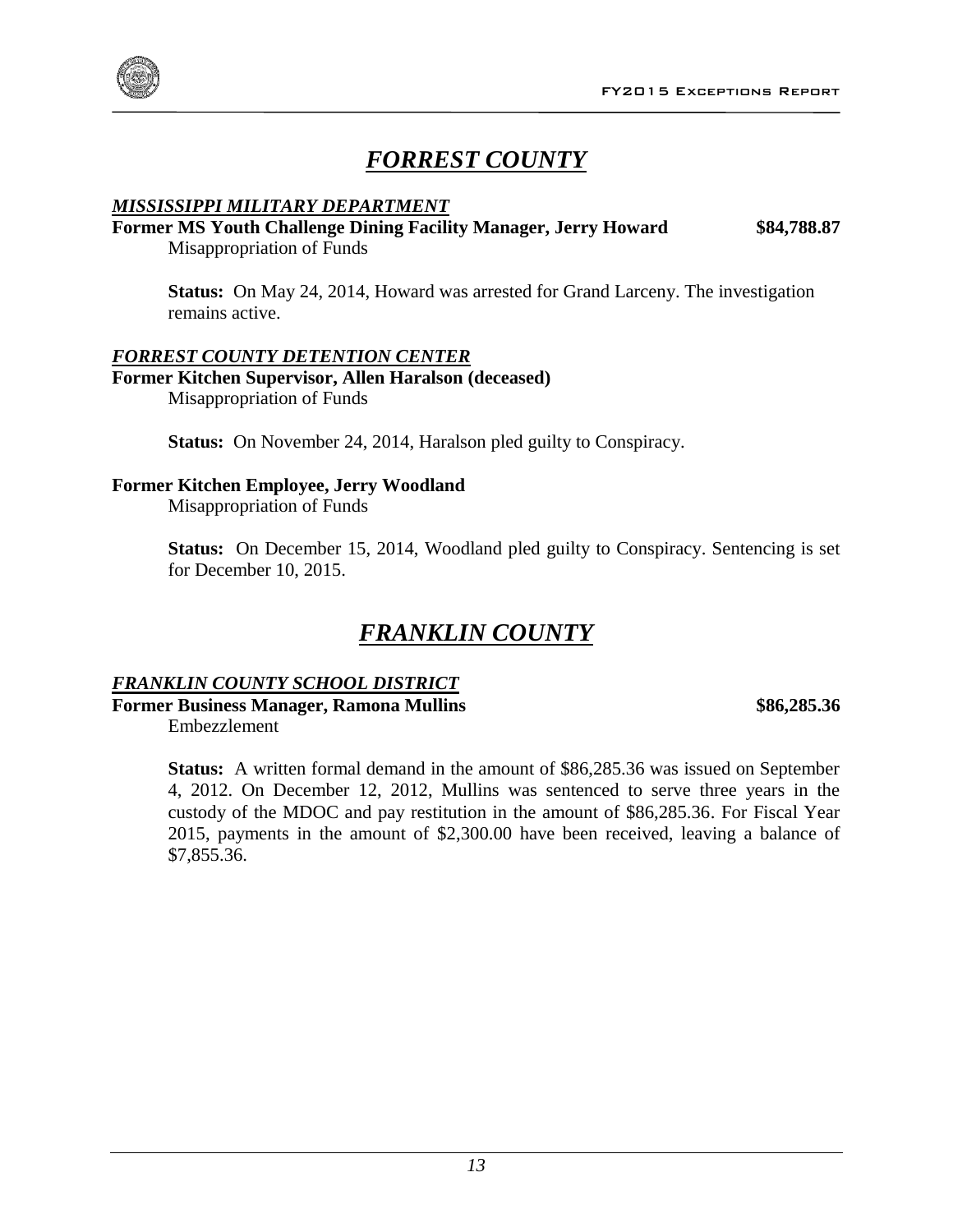# *FORREST COUNTY*

***MISSISSIPPI MILITARY DEPARTMENT***

**Former MS Youth Challenge Dining Facility Manager, Jerry Howard** **$84,788.87**

Misappropriation of Funds

**Status:** On May 24, 2014, Howard was arrested for Grand Larceny. The investigation remains active.

***FORREST COUNTY DETENTION CENTER***

**Former Kitchen Supervisor, Allen Haralson (deceased)**

Misappropriation of Funds

**Status:** On November 24, 2014, Haralson pled guilty to Conspiracy.

**Former Kitchen Employee, Jerry Woodland**

Misappropriation of Funds

**Status:** On December 15, 2014, Woodland pled guilty to Conspiracy. Sentencing is set for December 10, 2015.

# *FRANKLIN COUNTY*

***FRANKLIN COUNTY SCHOOL DISTRICT***

**Former Business Manager, Ramona Mullins** **$86,285.36**

Embezzlement

**Status:** A written formal demand in the amount of $86,285.36 was issued on September 4, 2012. On December 12, 2012, Mullins was sentenced to serve three years in the custody of the MDOC and pay restitution in the amount of $86,285.36. For Fiscal Year 2015, payments in the amount of $2,300.00 have been received, leaving a balance of $7,855.36.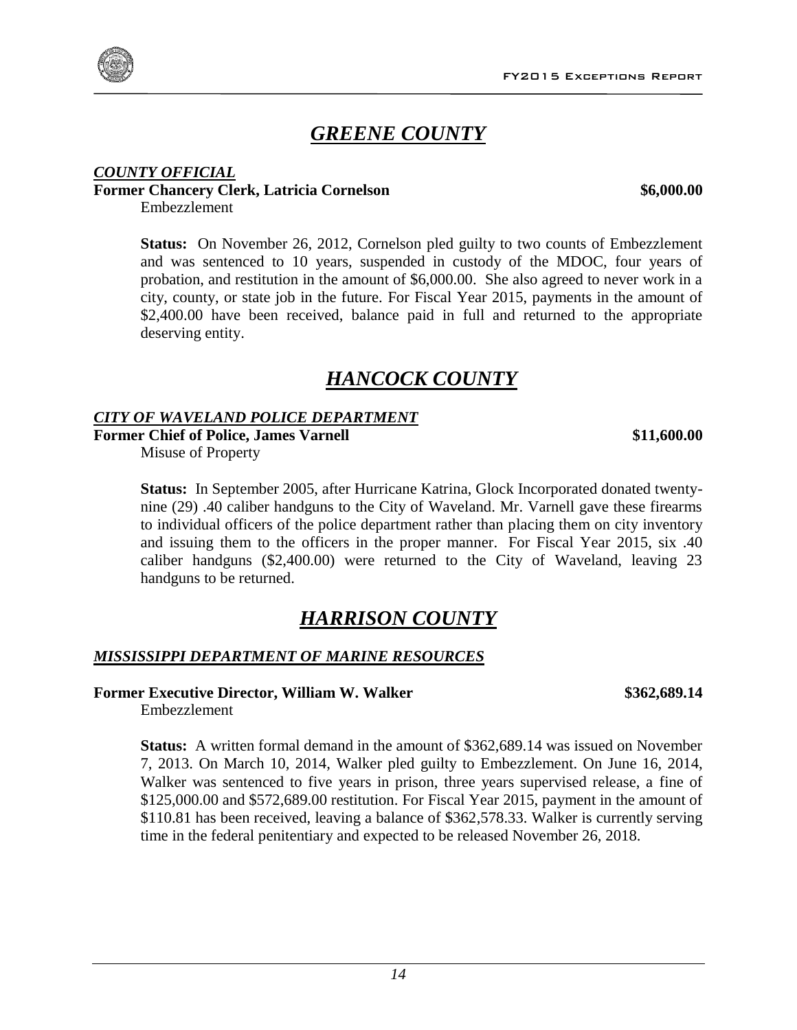# *GREENE COUNTY*

***COUNTY OFFICIAL***

**Former Chancery Clerk, Latricia Cornelson** **$6,000.00**

Embezzlement

**Status:** On November 26, 2012, Cornelson pled guilty to two counts of Embezzlement and was sentenced to 10 years, suspended in custody of the MDOC, four years of probation, and restitution in the amount of $6,000.00. She also agreed to never work in a city, county, or state job in the future. For Fiscal Year 2015, payments in the amount of $2,400.00 have been received, balance paid in full and returned to the appropriate deserving entity.

# *HANCOCK COUNTY*

***CITY OF WAVELAND POLICE DEPARTMENT***

**Former Chief of Police, James Varnell** **$11,600.00**

Misuse of Property

**Status:** In September 2005, after Hurricane Katrina, Glock Incorporated donated twenty-nine (29) .40 caliber handguns to the City of Waveland. Mr. Varnell gave these firearms to individual officers of the police department rather than placing them on city inventory and issuing them to the officers in the proper manner. For Fiscal Year 2015, six .40 caliber handguns ($2,400.00) were returned to the City of Waveland, leaving 23 handguns to be returned.

# *HARRISON COUNTY*

***MISSISSIPPI DEPARTMENT OF MARINE RESOURCES***

**Former Executive Director, William W. Walker** **$362,689.14**

Embezzlement

**Status:** A written formal demand in the amount of $362,689.14 was issued on November 7, 2013. On March 10, 2014, Walker pled guilty to Embezzlement. On June 16, 2014, Walker was sentenced to five years in prison, three years supervised release, a fine of $125,000.00 and $572,689.00 restitution. For Fiscal Year 2015, payment in the amount of $110.81 has been received, leaving a balance of $362,578.33. Walker is currently serving time in the federal penitentiary and expected to be released November 26, 2018.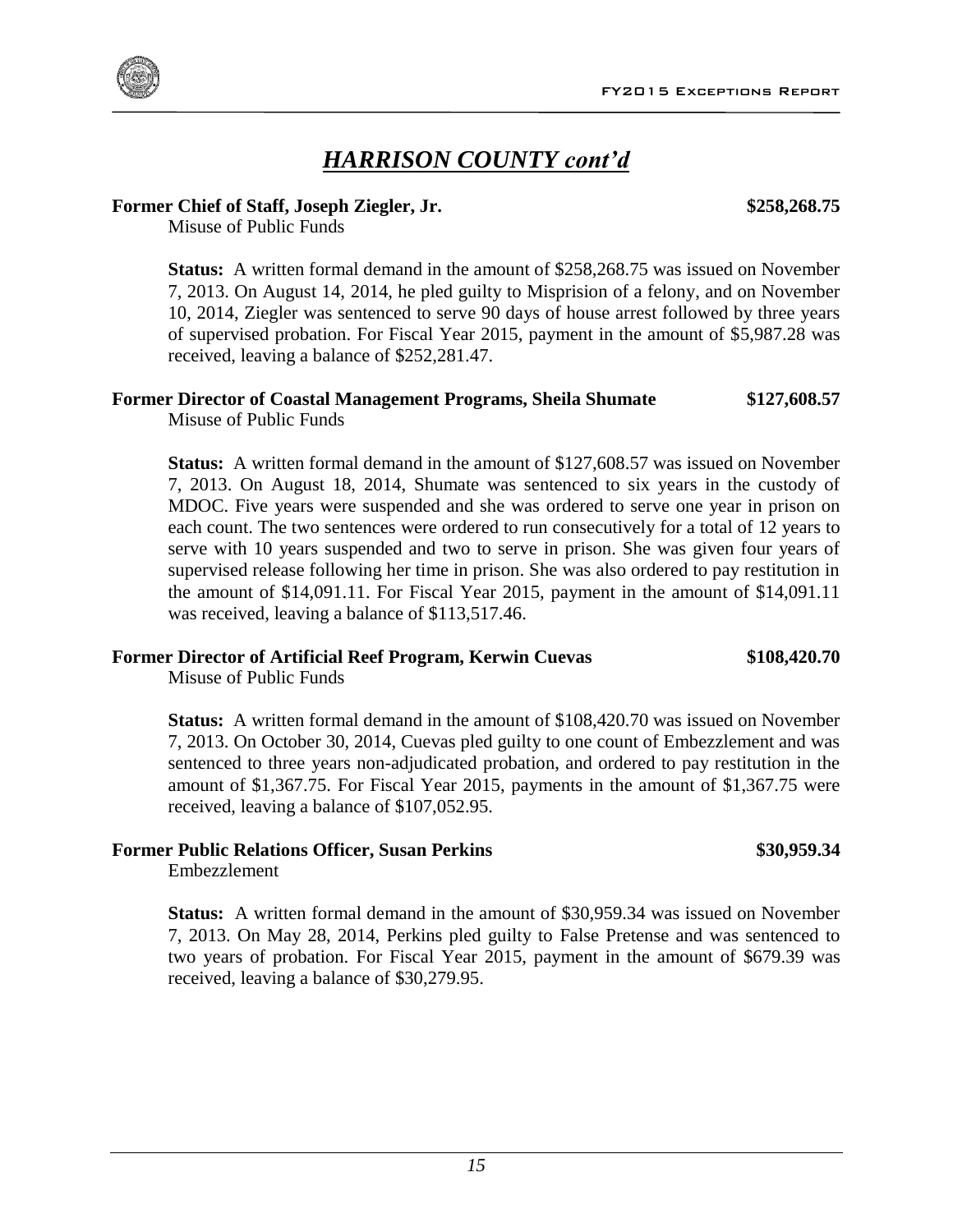## *HARRISON COUNTY cont'd*

**Former Chief of Staff, Joseph Ziegler, Jr. $258,268.75**

Misuse of Public Funds

**Status:** A written formal demand in the amount of $258,268.75 was issued on November 7, 2013. On August 14, 2014, he pled guilty to Misprision of a felony, and on November 10, 2014, Ziegler was sentenced to serve 90 days of house arrest followed by three years of supervised probation. For Fiscal Year 2015, payment in the amount of $5,987.28 was received, leaving a balance of $252,281.47.

**Former Director of Coastal Management Programs, Sheila Shumate $127,608.57**

Misuse of Public Funds

**Status:** A written formal demand in the amount of $127,608.57 was issued on November 7, 2013. On August 18, 2014, Shumate was sentenced to six years in the custody of MDOC. Five years were suspended and she was ordered to serve one year in prison on each count. The two sentences were ordered to run consecutively for a total of 12 years to serve with 10 years suspended and two to serve in prison. She was given four years of supervised release following her time in prison. She was also ordered to pay restitution in the amount of $14,091.11. For Fiscal Year 2015, payment in the amount of $14,091.11 was received, leaving a balance of $113,517.46.

**Former Director of Artificial Reef Program, Kerwin Cuevas $108,420.70**

Misuse of Public Funds

**Status:** A written formal demand in the amount of $108,420.70 was issued on November 7, 2013. On October 30, 2014, Cuevas pled guilty to one count of Embezzlement and was sentenced to three years non-adjudicated probation, and ordered to pay restitution in the amount of $1,367.75. For Fiscal Year 2015, payments in the amount of $1,367.75 were received, leaving a balance of $107,052.95.

**Former Public Relations Officer, Susan Perkins $30,959.34**

Embezzlement

**Status:** A written formal demand in the amount of $30,959.34 was issued on November 7, 2013. On May 28, 2014, Perkins pled guilty to False Pretense and was sentenced to two years of probation. For Fiscal Year 2015, payment in the amount of $679.39 was received, leaving a balance of $30,279.95.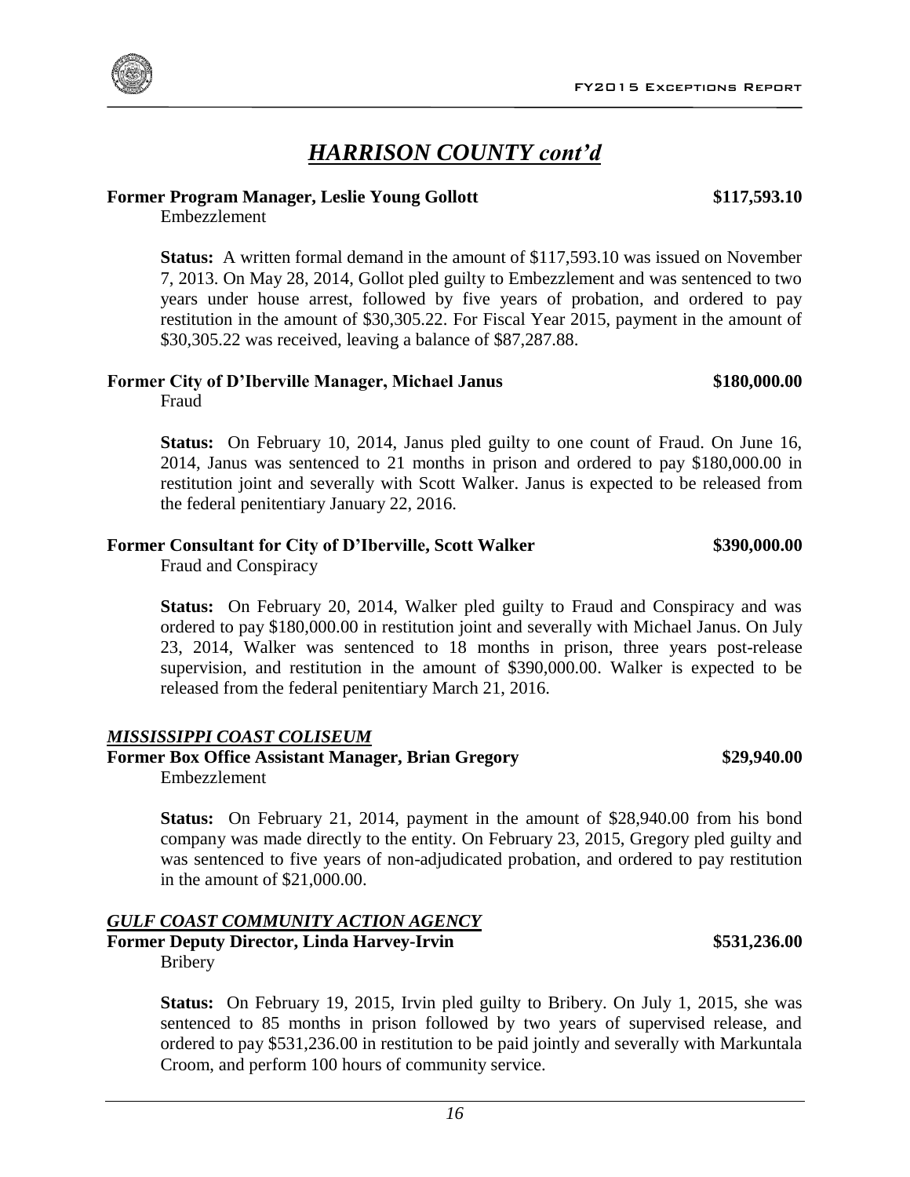# *HARRISON COUNTY cont'd*

**Former Program Manager, Leslie Young Gollott** **$117,593.10**
Embezzlement

**Status:** A written formal demand in the amount of $117,593.10 was issued on November 7, 2013. On May 28, 2014, Gollot pled guilty to Embezzlement and was sentenced to two years under house arrest, followed by five years of probation, and ordered to pay restitution in the amount of $30,305.22. For Fiscal Year 2015, payment in the amount of $30,305.22 was received, leaving a balance of $87,287.88.

**Former City of D'Iberville Manager, Michael Janus** **$180,000.00**
Fraud

**Status:** On February 10, 2014, Janus pled guilty to one count of Fraud. On June 16, 2014, Janus was sentenced to 21 months in prison and ordered to pay $180,000.00 in restitution joint and severally with Scott Walker. Janus is expected to be released from the federal penitentiary January 22, 2016.

**Former Consultant for City of D'Iberville, Scott Walker** **$390,000.00**
Fraud and Conspiracy

**Status:** On February 20, 2014, Walker pled guilty to Fraud and Conspiracy and was ordered to pay $180,000.00 in restitution joint and severally with Michael Janus. On July 23, 2014, Walker was sentenced to 18 months in prison, three years post-release supervision, and restitution in the amount of $390,000.00. Walker is expected to be released from the federal penitentiary March 21, 2016.

***MISSISSIPPI COAST COLISEUM***

**Former Box Office Assistant Manager, Brian Gregory** **$29,940.00**
Embezzlement

**Status:** On February 21, 2014, payment in the amount of $28,940.00 from his bond company was made directly to the entity. On February 23, 2015, Gregory pled guilty and was sentenced to five years of non-adjudicated probation, and ordered to pay restitution in the amount of $21,000.00.

***GULF COAST COMMUNITY ACTION AGENCY***

**Former Deputy Director, Linda Harvey-Irvin** **$531,236.00**
Bribery

**Status:** On February 19, 2015, Irvin pled guilty to Bribery. On July 1, 2015, she was sentenced to 85 months in prison followed by two years of supervised release, and ordered to pay $531,236.00 in restitution to be paid jointly and severally with Markuntala Croom, and perform 100 hours of community service.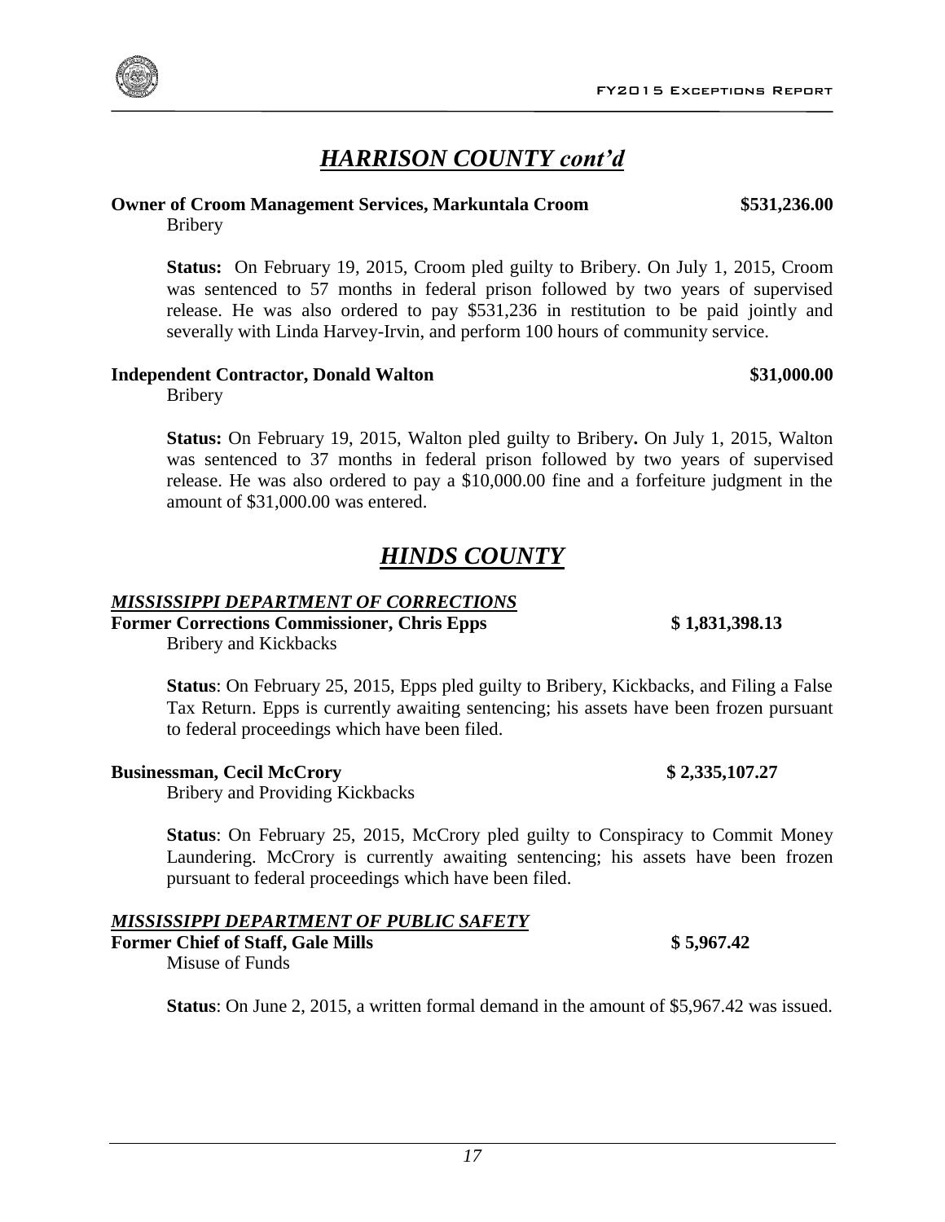## *HARRISON COUNTY cont'd*

**Owner of Croom Management Services, Markuntala Croom** **$531,236.00**
Bribery

**Status:** On February 19, 2015, Croom pled guilty to Bribery. On July 1, 2015, Croom was sentenced to 57 months in federal prison followed by two years of supervised release. He was also ordered to pay $531,236 in restitution to be paid jointly and severally with Linda Harvey-Irvin, and perform 100 hours of community service.

**Independent Contractor, Donald Walton** **$31,000.00**
Bribery

**Status:** On February 19, 2015, Walton pled guilty to Bribery**.** On July 1, 2015, Walton was sentenced to 37 months in federal prison followed by two years of supervised release. He was also ordered to pay a $10,000.00 fine and a forfeiture judgment in the amount of $31,000.00 was entered.

## *HINDS COUNTY*

### *MISSISSIPPI DEPARTMENT OF CORRECTIONS*

**Former Corrections Commissioner, Chris Epps** **$ 1,831,398.13**
Bribery and Kickbacks

**Status**: On February 25, 2015, Epps pled guilty to Bribery, Kickbacks, and Filing a False Tax Return. Epps is currently awaiting sentencing; his assets have been frozen pursuant to federal proceedings which have been filed.

**Businessman, Cecil McCrory** **$ 2,335,107.27**
Bribery and Providing Kickbacks

**Status**: On February 25, 2015, McCrory pled guilty to Conspiracy to Commit Money Laundering. McCrory is currently awaiting sentencing; his assets have been frozen pursuant to federal proceedings which have been filed.

### *MISSISSIPPI DEPARTMENT OF PUBLIC SAFETY*

**Former Chief of Staff, Gale Mills** **$ 5,967.42**
Misuse of Funds

**Status**: On June 2, 2015, a written formal demand in the amount of $5,967.42 was issued.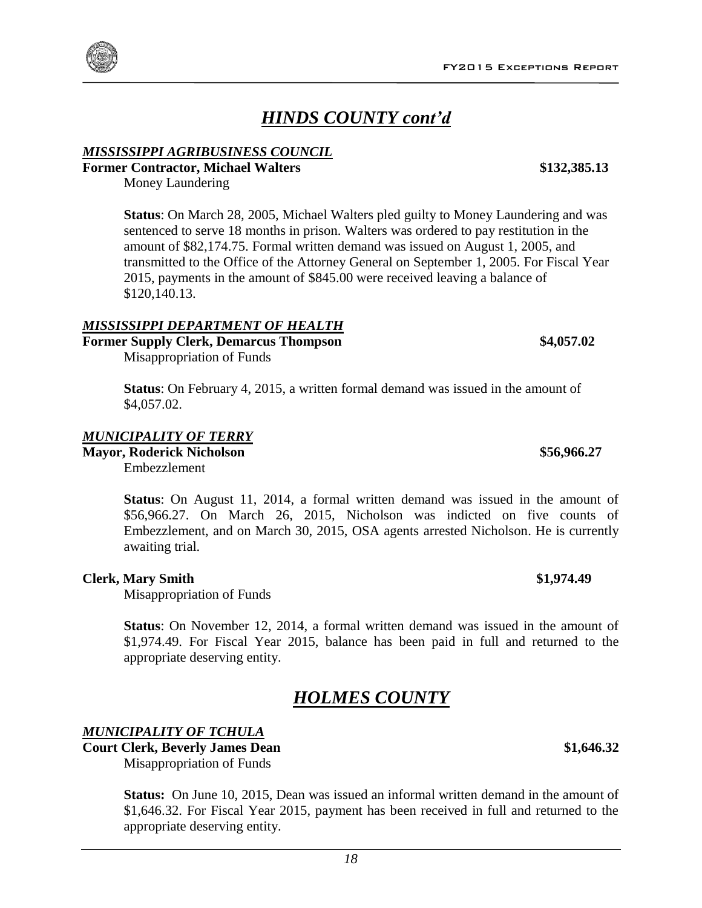# *HINDS COUNTY cont'd*

### *MISSISSIPPI AGRIBUSINESS COUNCIL*

**Former Contractor, Michael Walters** **$132,385.13**

Money Laundering

**Status**: On March 28, 2005, Michael Walters pled guilty to Money Laundering and was sentenced to serve 18 months in prison. Walters was ordered to pay restitution in the amount of $82,174.75. Formal written demand was issued on August 1, 2005, and transmitted to the Office of the Attorney General on September 1, 2005. For Fiscal Year 2015, payments in the amount of $845.00 were received leaving a balance of $120,140.13.

### *MISSISSIPPI DEPARTMENT OF HEALTH*

**Former Supply Clerk, Demarcus Thompson** **$4,057.02**

Misappropriation of Funds

**Status**: On February 4, 2015, a written formal demand was issued in the amount of $4,057.02.

### *MUNICIPALITY OF TERRY*

**Mayor, Roderick Nicholson** **$56,966.27**

Embezzlement

**Status**: On August 11, 2014, a formal written demand was issued in the amount of $56,966.27. On March 26, 2015, Nicholson was indicted on five counts of Embezzlement, and on March 30, 2015, OSA agents arrested Nicholson. He is currently awaiting trial.

**Clerk, Mary Smith** **$1,974.49**

Misappropriation of Funds

**Status**: On November 12, 2014, a formal written demand was issued in the amount of $1,974.49. For Fiscal Year 2015, balance has been paid in full and returned to the appropriate deserving entity.

# *HOLMES COUNTY*

### *MUNICIPALITY OF TCHULA*

**Court Clerk, Beverly James Dean** **$1,646.32**

Misappropriation of Funds

**Status:** On June 10, 2015, Dean was issued an informal written demand in the amount of $1,646.32. For Fiscal Year 2015, payment has been received in full and returned to the appropriate deserving entity.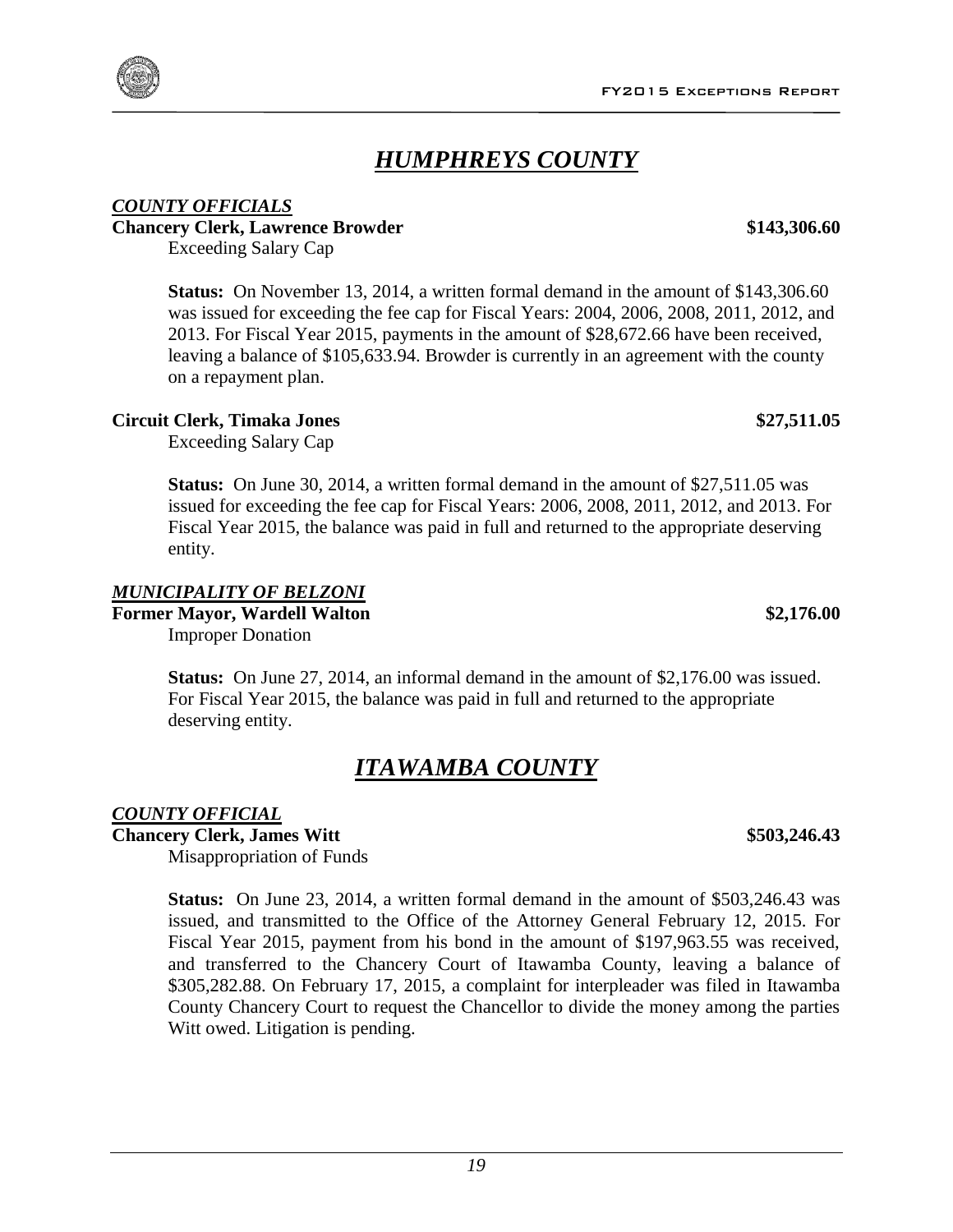# *HUMPHREYS COUNTY*

***COUNTY OFFICIALS***

**Chancery Clerk, Lawrence Browder** **$143,306.60**

Exceeding Salary Cap

**Status:** On November 13, 2014, a written formal demand in the amount of $143,306.60 was issued for exceeding the fee cap for Fiscal Years: 2004, 2006, 2008, 2011, 2012, and 2013. For Fiscal Year 2015, payments in the amount of $28,672.66 have been received, leaving a balance of $105,633.94. Browder is currently in an agreement with the county on a repayment plan.

**Circuit Clerk, Timaka Jones** **$27,511.05**

Exceeding Salary Cap

**Status:** On June 30, 2014, a written formal demand in the amount of $27,511.05 was issued for exceeding the fee cap for Fiscal Years: 2006, 2008, 2011, 2012, and 2013. For Fiscal Year 2015, the balance was paid in full and returned to the appropriate deserving entity.

***MUNICIPALITY OF BELZONI***

**Former Mayor, Wardell Walton** **$2,176.00**

Improper Donation

**Status:** On June 27, 2014, an informal demand in the amount of $2,176.00 was issued. For Fiscal Year 2015, the balance was paid in full and returned to the appropriate deserving entity.

# *ITAWAMBA COUNTY*

***COUNTY OFFICIAL***

**Chancery Clerk, James Witt** **$503,246.43**

Misappropriation of Funds

**Status:** On June 23, 2014, a written formal demand in the amount of $503,246.43 was issued, and transmitted to the Office of the Attorney General February 12, 2015. For Fiscal Year 2015, payment from his bond in the amount of $197,963.55 was received, and transferred to the Chancery Court of Itawamba County, leaving a balance of $305,282.88. On February 17, 2015, a complaint for interpleader was filed in Itawamba County Chancery Court to request the Chancellor to divide the money among the parties Witt owed. Litigation is pending.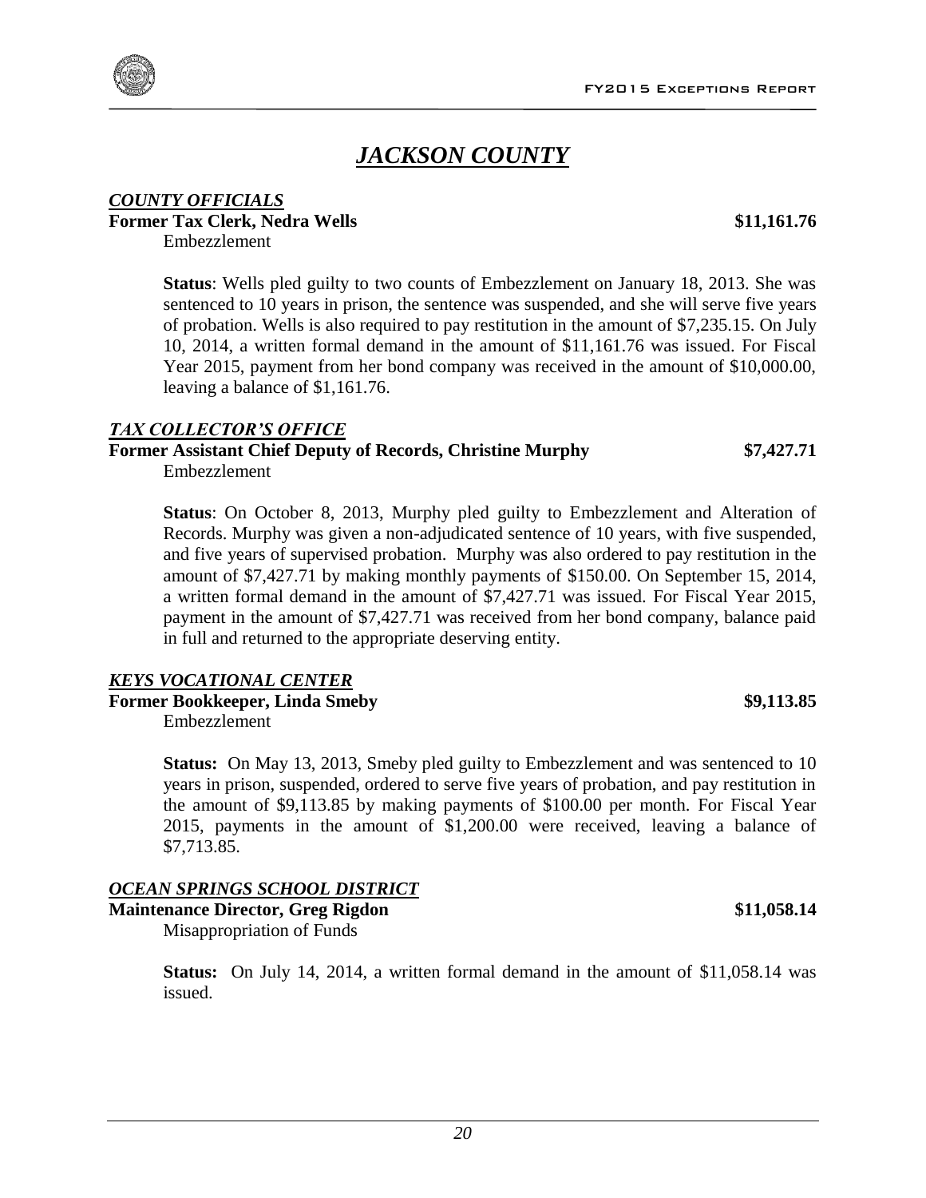# *JACKSON COUNTY*

## *COUNTY OFFICIALS*

**Former Tax Clerk, Nedra Wells** **$11,161.76**

Embezzlement

**Status**: Wells pled guilty to two counts of Embezzlement on January 18, 2013. She was sentenced to 10 years in prison, the sentence was suspended, and she will serve five years of probation. Wells is also required to pay restitution in the amount of $7,235.15. On July 10, 2014, a written formal demand in the amount of $11,161.76 was issued. For Fiscal Year 2015, payment from her bond company was received in the amount of $10,000.00, leaving a balance of $1,161.76.

## *TAX COLLECTOR'S OFFICE*

**Former Assistant Chief Deputy of Records, Christine Murphy** **$7,427.71**

Embezzlement

**Status**: On October 8, 2013, Murphy pled guilty to Embezzlement and Alteration of Records. Murphy was given a non-adjudicated sentence of 10 years, with five suspended, and five years of supervised probation. Murphy was also ordered to pay restitution in the amount of $7,427.71 by making monthly payments of $150.00. On September 15, 2014, a written formal demand in the amount of $7,427.71 was issued. For Fiscal Year 2015, payment in the amount of $7,427.71 was received from her bond company, balance paid in full and returned to the appropriate deserving entity.

## *KEYS VOCATIONAL CENTER*

**Former Bookkeeper, Linda Smeby** **$9,113.85**

Embezzlement

**Status:** On May 13, 2013, Smeby pled guilty to Embezzlement and was sentenced to 10 years in prison, suspended, ordered to serve five years of probation, and pay restitution in the amount of $9,113.85 by making payments of $100.00 per month. For Fiscal Year 2015, payments in the amount of $1,200.00 were received, leaving a balance of $7,713.85.

## *OCEAN SPRINGS SCHOOL DISTRICT*

**Maintenance Director, Greg Rigdon** **$11,058.14**

Misappropriation of Funds

**Status:** On July 14, 2014, a written formal demand in the amount of $11,058.14 was issued.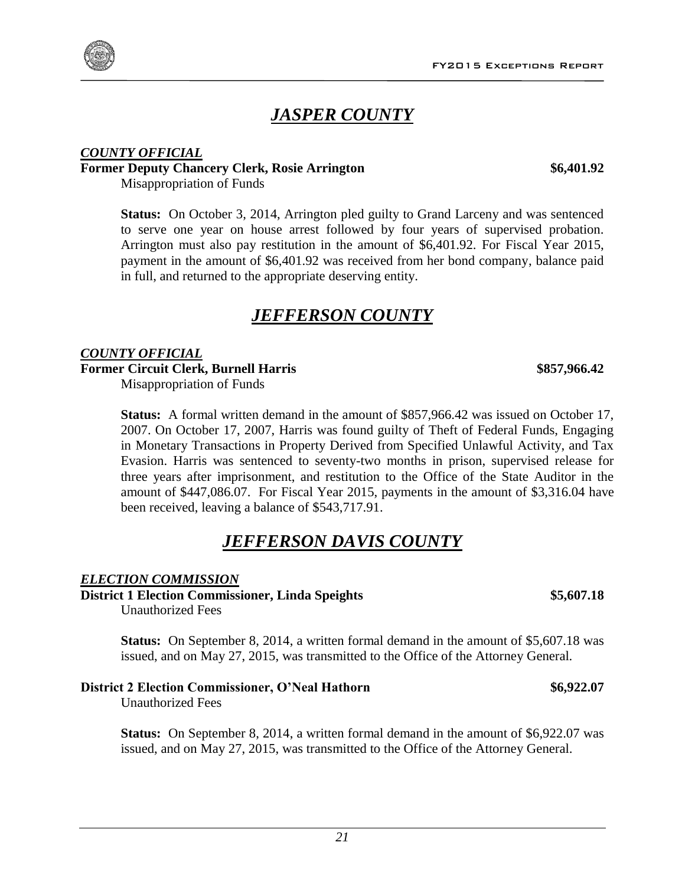# *JASPER COUNTY*

***COUNTY OFFICIAL***

**Former Deputy Chancery Clerk, Rosie Arrington** **\$6,401.92**

Misappropriation of Funds

**Status:** On October 3, 2014, Arrington pled guilty to Grand Larceny and was sentenced to serve one year on house arrest followed by four years of supervised probation. Arrington must also pay restitution in the amount of \$6,401.92. For Fiscal Year 2015, payment in the amount of \$6,401.92 was received from her bond company, balance paid in full, and returned to the appropriate deserving entity.

# *JEFFERSON COUNTY*

***COUNTY OFFICIAL***

**Former Circuit Clerk, Burnell Harris** **\$857,966.42**

Misappropriation of Funds

**Status:** A formal written demand in the amount of \$857,966.42 was issued on October 17, 2007. On October 17, 2007, Harris was found guilty of Theft of Federal Funds, Engaging in Monetary Transactions in Property Derived from Specified Unlawful Activity, and Tax Evasion. Harris was sentenced to seventy-two months in prison, supervised release for three years after imprisonment, and restitution to the Office of the State Auditor in the amount of \$447,086.07. For Fiscal Year 2015, payments in the amount of \$3,316.04 have been received, leaving a balance of \$543,717.91.

# *JEFFERSON DAVIS COUNTY*

***ELECTION COMMISSION***

**District 1 Election Commissioner, Linda Speights** **\$5,607.18**

Unauthorized Fees

**Status:** On September 8, 2014, a written formal demand in the amount of \$5,607.18 was issued, and on May 27, 2015, was transmitted to the Office of the Attorney General.

**District 2 Election Commissioner, O'Neal Hathorn** **\$6,922.07**

Unauthorized Fees

**Status:** On September 8, 2014, a written formal demand in the amount of \$6,922.07 was issued, and on May 27, 2015, was transmitted to the Office of the Attorney General.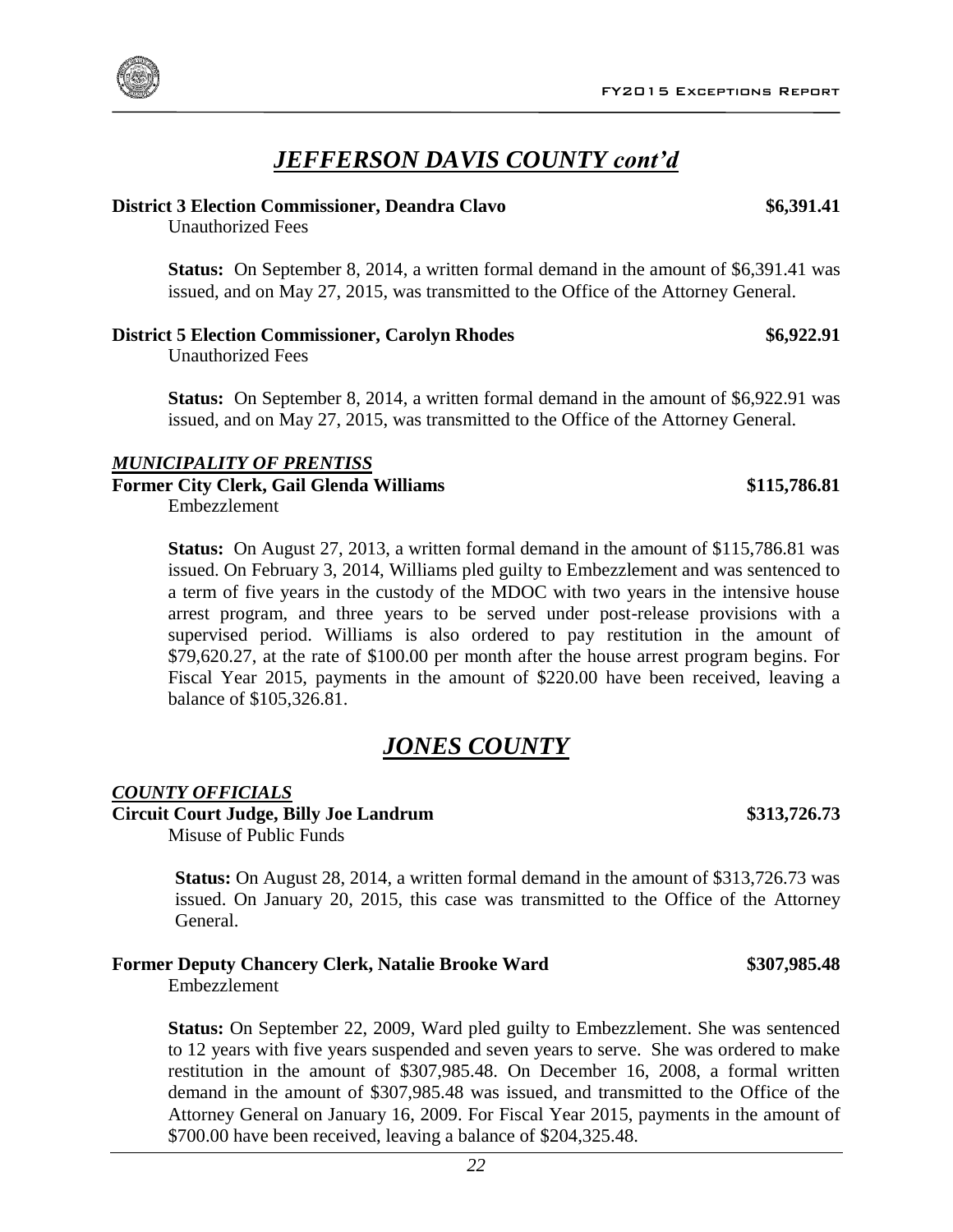## *JEFFERSON DAVIS COUNTY cont'd*

**District 3 Election Commissioner, Deandra Clavo** **$6,391.41**

Unauthorized Fees

**Status:** On September 8, 2014, a written formal demand in the amount of $6,391.41 was issued, and on May 27, 2015, was transmitted to the Office of the Attorney General.

**District 5 Election Commissioner, Carolyn Rhodes** **$6,922.91**

Unauthorized Fees

**Status:** On September 8, 2014, a written formal demand in the amount of $6,922.91 was issued, and on May 27, 2015, was transmitted to the Office of the Attorney General.

### *MUNICIPALITY OF PRENTISS*

**Former City Clerk, Gail Glenda Williams** **$115,786.81**

Embezzlement

**Status:** On August 27, 2013, a written formal demand in the amount of $115,786.81 was issued. On February 3, 2014, Williams pled guilty to Embezzlement and was sentenced to a term of five years in the custody of the MDOC with two years in the intensive house arrest program, and three years to be served under post-release provisions with a supervised period. Williams is also ordered to pay restitution in the amount of $79,620.27, at the rate of $100.00 per month after the house arrest program begins. For Fiscal Year 2015, payments in the amount of $220.00 have been received, leaving a balance of $105,326.81.

## *JONES COUNTY*

### *COUNTY OFFICIALS*

**Circuit Court Judge, Billy Joe Landrum** **$313,726.73**

Misuse of Public Funds

**Status:** On August 28, 2014, a written formal demand in the amount of $313,726.73 was issued. On January 20, 2015, this case was transmitted to the Office of the Attorney General.

**Former Deputy Chancery Clerk, Natalie Brooke Ward** **$307,985.48**

Embezzlement

**Status:** On September 22, 2009, Ward pled guilty to Embezzlement. She was sentenced to 12 years with five years suspended and seven years to serve. She was ordered to make restitution in the amount of $307,985.48. On December 16, 2008, a formal written demand in the amount of $307,985.48 was issued, and transmitted to the Office of the Attorney General on January 16, 2009. For Fiscal Year 2015, payments in the amount of $700.00 have been received, leaving a balance of $204,325.48.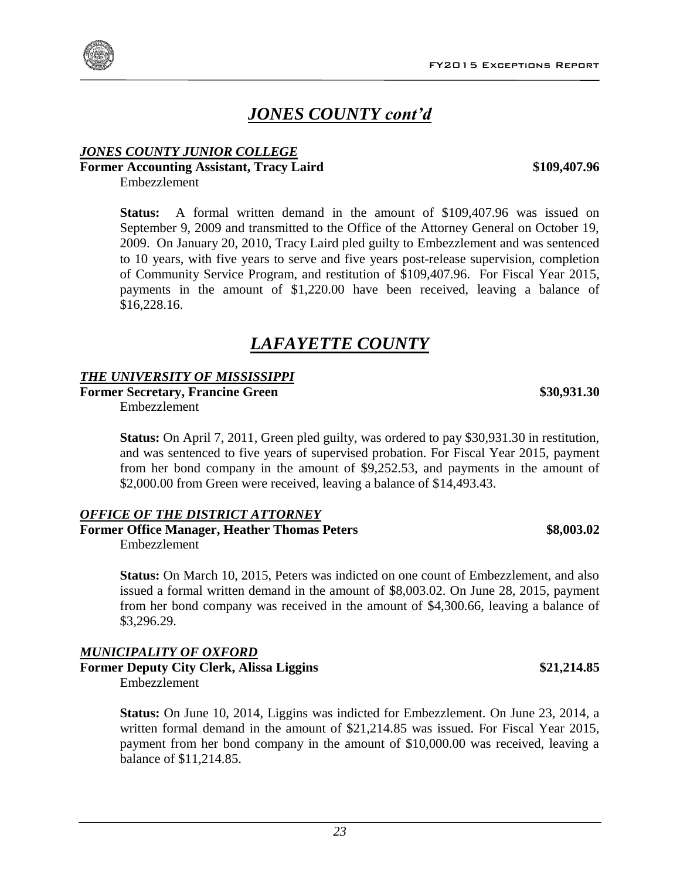# *JONES COUNTY cont'd*

### *JONES COUNTY JUNIOR COLLEGE*

**Former Accounting Assistant, Tracy Laird** **$109,407.96**

Embezzlement

**Status:** A formal written demand in the amount of $109,407.96 was issued on September 9, 2009 and transmitted to the Office of the Attorney General on October 19, 2009. On January 20, 2010, Tracy Laird pled guilty to Embezzlement and was sentenced to 10 years, with five years to serve and five years post-release supervision, completion of Community Service Program, and restitution of $109,407.96. For Fiscal Year 2015, payments in the amount of $1,220.00 have been received, leaving a balance of $16,228.16.

# *LAFAYETTE COUNTY*

### *THE UNIVERSITY OF MISSISSIPPI*

**Former Secretary, Francine Green** **$30,931.30**

Embezzlement

**Status:** On April 7, 2011, Green pled guilty, was ordered to pay $30,931.30 in restitution, and was sentenced to five years of supervised probation. For Fiscal Year 2015, payment from her bond company in the amount of $9,252.53, and payments in the amount of $2,000.00 from Green were received, leaving a balance of $14,493.43.

### *OFFICE OF THE DISTRICT ATTORNEY*

**Former Office Manager, Heather Thomas Peters** **$8,003.02**

Embezzlement

**Status:** On March 10, 2015, Peters was indicted on one count of Embezzlement, and also issued a formal written demand in the amount of $8,003.02. On June 28, 2015, payment from her bond company was received in the amount of $4,300.66, leaving a balance of $3,296.29.

### *MUNICIPALITY OF OXFORD*

**Former Deputy City Clerk, Alissa Liggins** **$21,214.85**

Embezzlement

**Status:** On June 10, 2014, Liggins was indicted for Embezzlement. On June 23, 2014, a written formal demand in the amount of $21,214.85 was issued. For Fiscal Year 2015, payment from her bond company in the amount of $10,000.00 was received, leaving a balance of $11,214.85.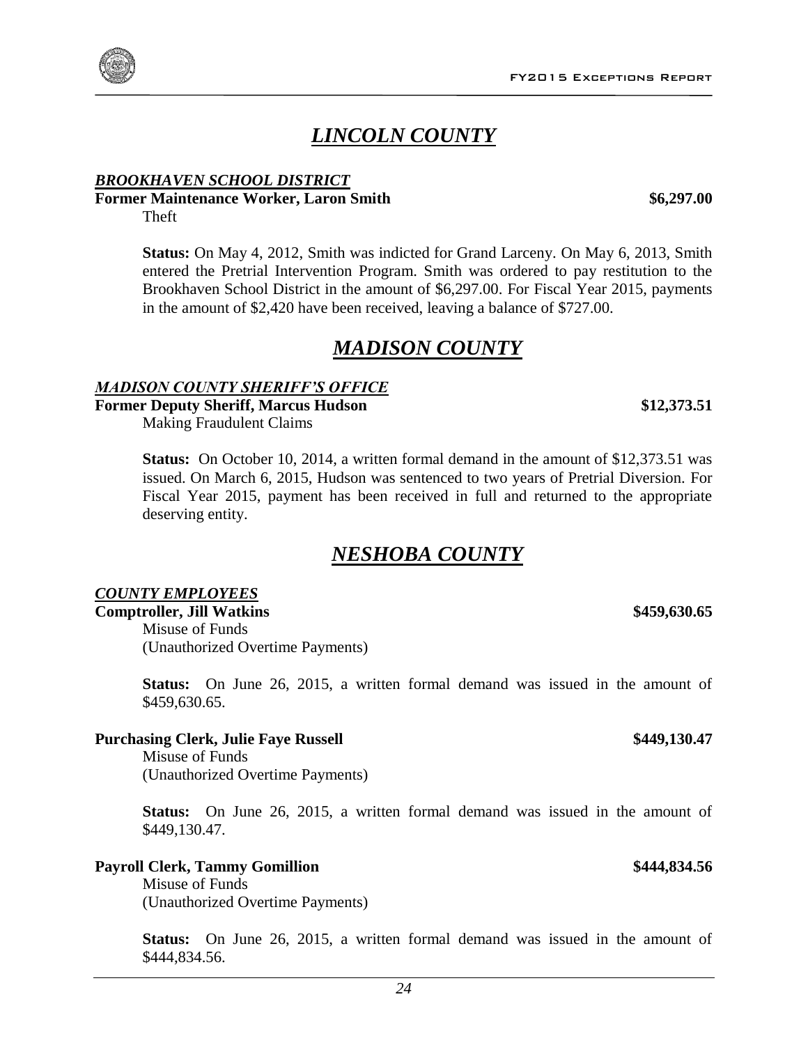# *LINCOLN COUNTY*

## *BROOKHAVEN SCHOOL DISTRICT*

**Former Maintenance Worker, Laron Smith** **$6,297.00**

Theft

**Status:** On May 4, 2012, Smith was indicted for Grand Larceny. On May 6, 2013, Smith entered the Pretrial Intervention Program. Smith was ordered to pay restitution to the Brookhaven School District in the amount of $6,297.00. For Fiscal Year 2015, payments in the amount of $2,420 have been received, leaving a balance of $727.00.

# *MADISON COUNTY*

## *MADISON COUNTY SHERIFF'S OFFICE*

**Former Deputy Sheriff, Marcus Hudson** **$12,373.51**

Making Fraudulent Claims

**Status:** On October 10, 2014, a written formal demand in the amount of $12,373.51 was issued. On March 6, 2015, Hudson was sentenced to two years of Pretrial Diversion. For Fiscal Year 2015, payment has been received in full and returned to the appropriate deserving entity.

# *NESHOBA COUNTY*

## *COUNTY EMPLOYEES*

**Comptroller, Jill Watkins** **$459,630.65**

Misuse of Funds
(Unauthorized Overtime Payments)

**Status:** On June 26, 2015, a written formal demand was issued in the amount of $459,630.65.

**Purchasing Clerk, Julie Faye Russell** **$449,130.47**

Misuse of Funds
(Unauthorized Overtime Payments)

**Status:** On June 26, 2015, a written formal demand was issued in the amount of $449,130.47.

**Payroll Clerk, Tammy Gomillion** **$444,834.56**

Misuse of Funds
(Unauthorized Overtime Payments)

**Status:** On June 26, 2015, a written formal demand was issued in the amount of $444,834.56.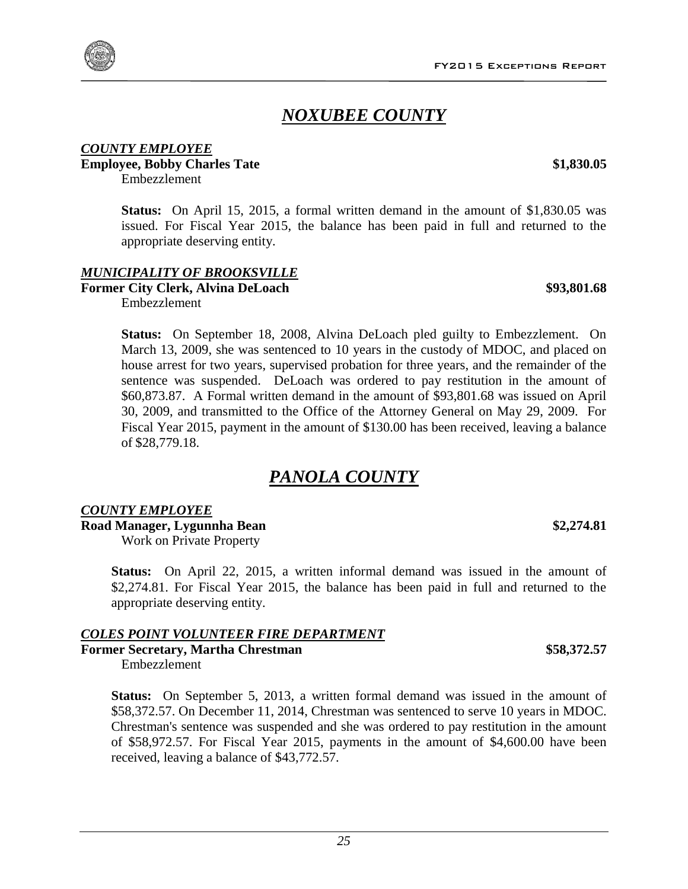# *NOXUBEE COUNTY*

***COUNTY EMPLOYEE***

**Employee, Bobby Charles Tate** **$1,830.05**

Embezzlement

**Status:** On April 15, 2015, a formal written demand in the amount of $1,830.05 was issued. For Fiscal Year 2015, the balance has been paid in full and returned to the appropriate deserving entity.

***MUNICIPALITY OF BROOKSVILLE***

**Former City Clerk, Alvina DeLoach** **$93,801.68**

Embezzlement

**Status:** On September 18, 2008, Alvina DeLoach pled guilty to Embezzlement. On March 13, 2009, she was sentenced to 10 years in the custody of MDOC, and placed on house arrest for two years, supervised probation for three years, and the remainder of the sentence was suspended. DeLoach was ordered to pay restitution in the amount of $60,873.87. A Formal written demand in the amount of $93,801.68 was issued on April 30, 2009, and transmitted to the Office of the Attorney General on May 29, 2009. For Fiscal Year 2015, payment in the amount of $130.00 has been received, leaving a balance of $28,779.18.

# *PANOLA COUNTY*

***COUNTY EMPLOYEE***

**Road Manager, Lygunnha Bean** **$2,274.81**

Work on Private Property

**Status:** On April 22, 2015, a written informal demand was issued in the amount of $2,274.81. For Fiscal Year 2015, the balance has been paid in full and returned to the appropriate deserving entity.

***COLES POINT VOLUNTEER FIRE DEPARTMENT***

**Former Secretary, Martha Chrestman** **$58,372.57**

Embezzlement

**Status:** On September 5, 2013, a written formal demand was issued in the amount of $58,372.57. On December 11, 2014, Chrestman was sentenced to serve 10 years in MDOC. Chrestman's sentence was suspended and she was ordered to pay restitution in the amount of $58,972.57. For Fiscal Year 2015, payments in the amount of $4,600.00 have been received, leaving a balance of $43,772.57.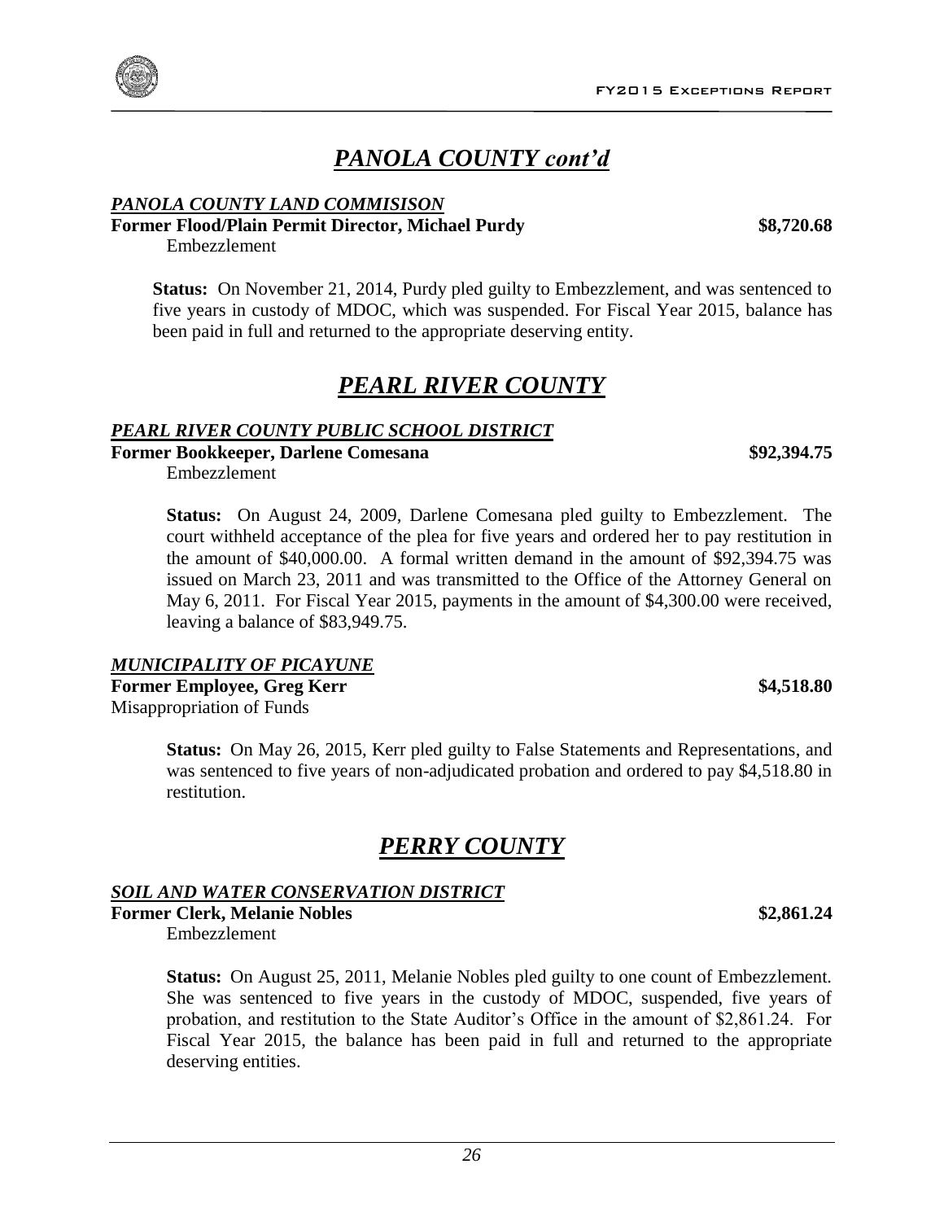## *PANOLA COUNTY cont'd*

### *PANOLA COUNTY LAND COMMISISON*

**Former Flood/Plain Permit Director, Michael Purdy** **$8,720.68**

Embezzlement

**Status:** On November 21, 2014, Purdy pled guilty to Embezzlement, and was sentenced to five years in custody of MDOC, which was suspended. For Fiscal Year 2015, balance has been paid in full and returned to the appropriate deserving entity.

## *PEARL RIVER COUNTY*

### *PEARL RIVER COUNTY PUBLIC SCHOOL DISTRICT*

**Former Bookkeeper, Darlene Comesana** **$92,394.75**

Embezzlement

**Status:** On August 24, 2009, Darlene Comesana pled guilty to Embezzlement. The court withheld acceptance of the plea for five years and ordered her to pay restitution in the amount of $40,000.00. A formal written demand in the amount of $92,394.75 was issued on March 23, 2011 and was transmitted to the Office of the Attorney General on May 6, 2011. For Fiscal Year 2015, payments in the amount of $4,300.00 were received, leaving a balance of $83,949.75.

### *MUNICIPALITY OF PICAYUNE*

**Former Employee, Greg Kerr** **$4,518.80**

Misappropriation of Funds

**Status:** On May 26, 2015, Kerr pled guilty to False Statements and Representations, and was sentenced to five years of non-adjudicated probation and ordered to pay $4,518.80 in restitution.

## *PERRY COUNTY*

### *SOIL AND WATER CONSERVATION DISTRICT*

**Former Clerk, Melanie Nobles** **$2,861.24**

Embezzlement

**Status:** On August 25, 2011, Melanie Nobles pled guilty to one count of Embezzlement. She was sentenced to five years in the custody of MDOC, suspended, five years of probation, and restitution to the State Auditor's Office in the amount of $2,861.24. For Fiscal Year 2015, the balance has been paid in full and returned to the appropriate deserving entities.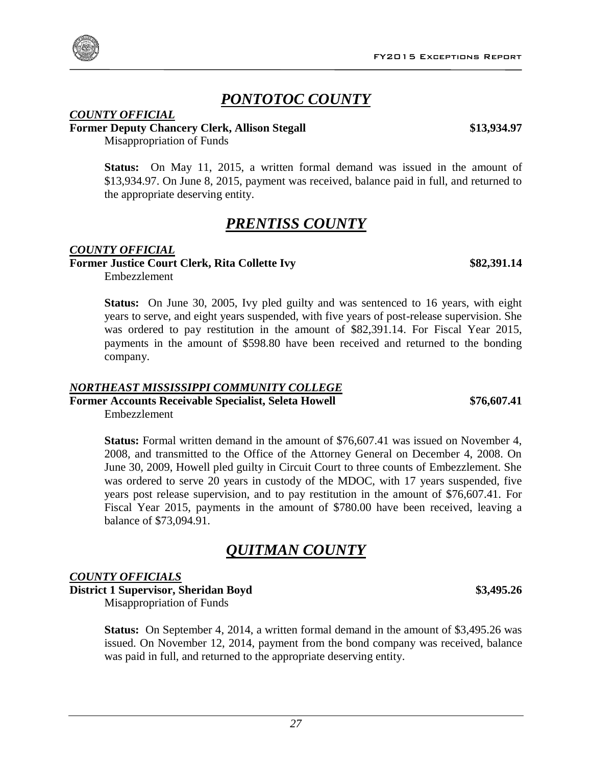## *PONTOTOC COUNTY*

***COUNTY OFFICIAL***

**Former Deputy Chancery Clerk, Allison Stegall** **$13,934.97**

Misappropriation of Funds

**Status:** On May 11, 2015, a written formal demand was issued in the amount of $13,934.97. On June 8, 2015, payment was received, balance paid in full, and returned to the appropriate deserving entity.

## *PRENTISS COUNTY*

***COUNTY OFFICIAL***

**Former Justice Court Clerk, Rita Collette Ivy** **$82,391.14**

Embezzlement

**Status:** On June 30, 2005, Ivy pled guilty and was sentenced to 16 years, with eight years to serve, and eight years suspended, with five years of post-release supervision. She was ordered to pay restitution in the amount of $82,391.14. For Fiscal Year 2015, payments in the amount of $598.80 have been received and returned to the bonding company.

***NORTHEAST MISSISSIPPI COMMUNITY COLLEGE***

**Former Accounts Receivable Specialist, Seleta Howell** **$76,607.41**

Embezzlement

**Status:** Formal written demand in the amount of $76,607.41 was issued on November 4, 2008, and transmitted to the Office of the Attorney General on December 4, 2008. On June 30, 2009, Howell pled guilty in Circuit Court to three counts of Embezzlement. She was ordered to serve 20 years in custody of the MDOC, with 17 years suspended, five years post release supervision, and to pay restitution in the amount of $76,607.41. For Fiscal Year 2015, payments in the amount of $780.00 have been received, leaving a balance of $73,094.91.

## *QUITMAN COUNTY*

***COUNTY OFFICIALS***

**District 1 Supervisor, Sheridan Boyd** **$3,495.26**

Misappropriation of Funds

**Status:** On September 4, 2014, a written formal demand in the amount of $3,495.26 was issued. On November 12, 2014, payment from the bond company was received, balance was paid in full, and returned to the appropriate deserving entity.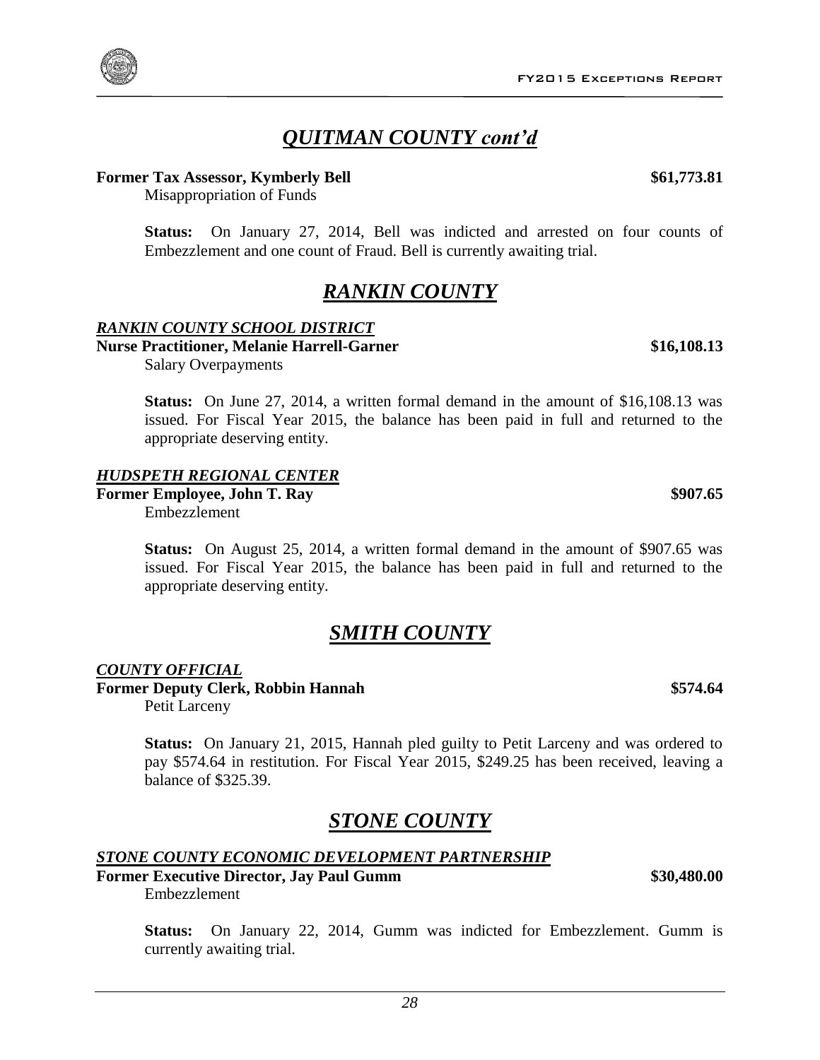## *QUITMAN COUNTY cont'd*

**Former Tax Assessor, Kymberly Bell** **$61,773.81**

Misappropriation of Funds

**Status:** On January 27, 2014, Bell was indicted and arrested on four counts of Embezzlement and one count of Fraud. Bell is currently awaiting trial.

## *RANKIN COUNTY*

### *RANKIN COUNTY SCHOOL DISTRICT*

**Nurse Practitioner, Melanie Harrell-Garner** **$16,108.13**

Salary Overpayments

**Status:** On June 27, 2014, a written formal demand in the amount of $16,108.13 was issued. For Fiscal Year 2015, the balance has been paid in full and returned to the appropriate deserving entity.

### *HUDSPETH REGIONAL CENTER*

**Former Employee, John T. Ray** **$907.65**

Embezzlement

**Status:** On August 25, 2014, a written formal demand in the amount of $907.65 was issued. For Fiscal Year 2015, the balance has been paid in full and returned to the appropriate deserving entity.

## *SMITH COUNTY*

### *COUNTY OFFICIAL*

**Former Deputy Clerk, Robbin Hannah** **$574.64**

Petit Larceny

**Status:** On January 21, 2015, Hannah pled guilty to Petit Larceny and was ordered to pay $574.64 in restitution. For Fiscal Year 2015, $249.25 has been received, leaving a balance of $325.39.

## *STONE COUNTY*

### *STONE COUNTY ECONOMIC DEVELOPMENT PARTNERSHIP*

**Former Executive Director, Jay Paul Gumm** **$30,480.00**

Embezzlement

**Status:** On January 22, 2014, Gumm was indicted for Embezzlement. Gumm is currently awaiting trial.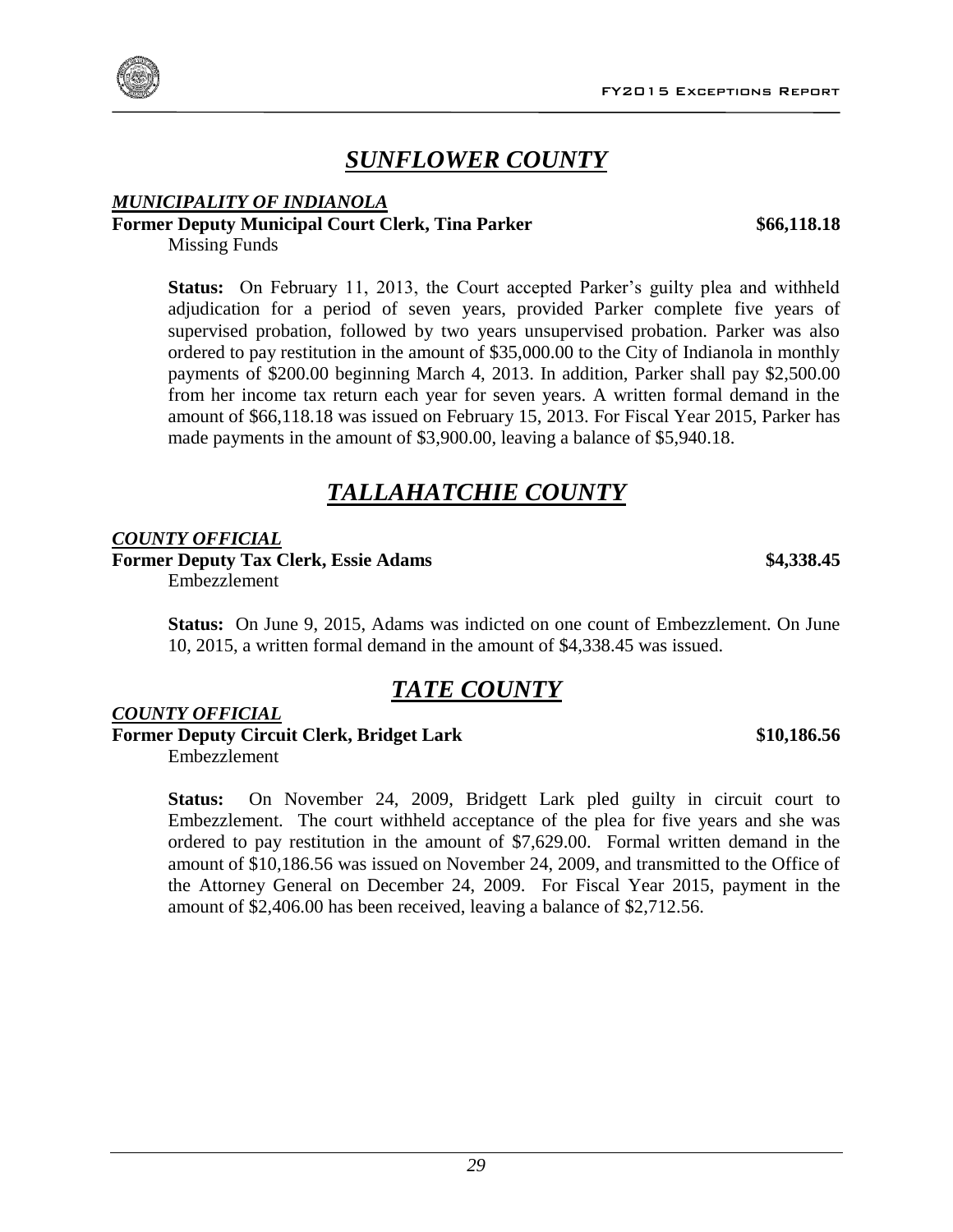## *SUNFLOWER COUNTY*

***MUNICIPALITY OF INDIANOLA***

**Former Deputy Municipal Court Clerk, Tina Parker** **$66,118.18**

Missing Funds

**Status:** On February 11, 2013, the Court accepted Parker's guilty plea and withheld adjudication for a period of seven years, provided Parker complete five years of supervised probation, followed by two years unsupervised probation. Parker was also ordered to pay restitution in the amount of $35,000.00 to the City of Indianola in monthly payments of $200.00 beginning March 4, 2013. In addition, Parker shall pay $2,500.00 from her income tax return each year for seven years. A written formal demand in the amount of $66,118.18 was issued on February 15, 2013. For Fiscal Year 2015, Parker has made payments in the amount of $3,900.00, leaving a balance of $5,940.18.

## *TALLAHATCHIE COUNTY*

***COUNTY OFFICIAL***

**Former Deputy Tax Clerk, Essie Adams** **$4,338.45**

Embezzlement

**Status:** On June 9, 2015, Adams was indicted on one count of Embezzlement. On June 10, 2015, a written formal demand in the amount of $4,338.45 was issued.

## *TATE COUNTY*

***COUNTY OFFICIAL***

**Former Deputy Circuit Clerk, Bridget Lark** **$10,186.56**

Embezzlement

**Status:** On November 24, 2009, Bridgett Lark pled guilty in circuit court to Embezzlement. The court withheld acceptance of the plea for five years and she was ordered to pay restitution in the amount of $7,629.00. Formal written demand in the amount of $10,186.56 was issued on November 24, 2009, and transmitted to the Office of the Attorney General on December 24, 2009. For Fiscal Year 2015, payment in the amount of $2,406.00 has been received, leaving a balance of $2,712.56.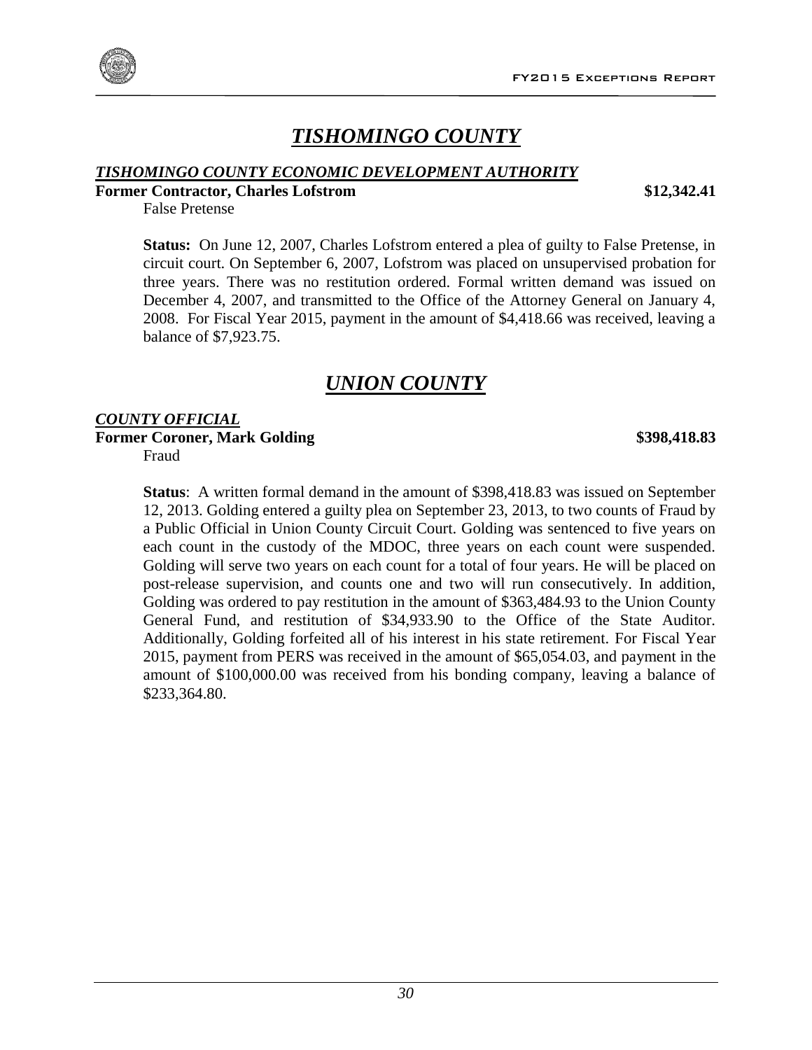# *TISHOMINGO COUNTY*

### *TISHOMINGO COUNTY ECONOMIC DEVELOPMENT AUTHORITY*

**Former Contractor, Charles Lofstrom** **$12,342.41**

False Pretense

**Status:** On June 12, 2007, Charles Lofstrom entered a plea of guilty to False Pretense, in circuit court. On September 6, 2007, Lofstrom was placed on unsupervised probation for three years. There was no restitution ordered. Formal written demand was issued on December 4, 2007, and transmitted to the Office of the Attorney General on January 4, 2008. For Fiscal Year 2015, payment in the amount of $4,418.66 was received, leaving a balance of $7,923.75.

# *UNION COUNTY*

### *COUNTY OFFICIAL*

**Former Coroner, Mark Golding** **$398,418.83**

Fraud

**Status**: A written formal demand in the amount of $398,418.83 was issued on September 12, 2013. Golding entered a guilty plea on September 23, 2013, to two counts of Fraud by a Public Official in Union County Circuit Court. Golding was sentenced to five years on each count in the custody of the MDOC, three years on each count were suspended. Golding will serve two years on each count for a total of four years. He will be placed on post-release supervision, and counts one and two will run consecutively. In addition, Golding was ordered to pay restitution in the amount of $363,484.93 to the Union County General Fund, and restitution of $34,933.90 to the Office of the State Auditor. Additionally, Golding forfeited all of his interest in his state retirement. For Fiscal Year 2015, payment from PERS was received in the amount of $65,054.03, and payment in the amount of $100,000.00 was received from his bonding company, leaving a balance of $233,364.80.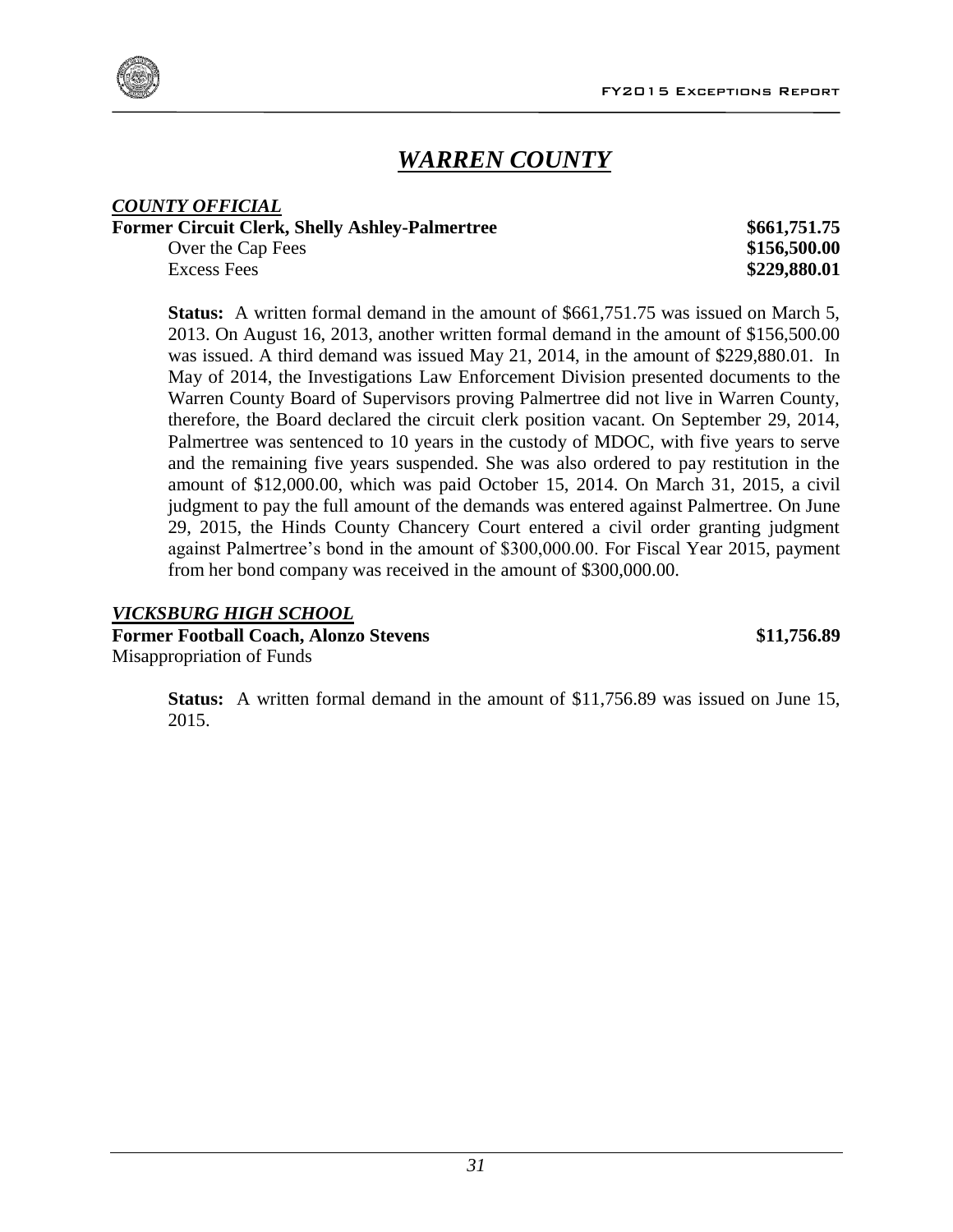# *WARREN COUNTY*

***COUNTY OFFICIAL***

**Former Circuit Clerk, Shelly Ashley-Palmertree** **$661,751.75**

Over the Cap Fees **$156,500.00**

Excess Fees **$229,880.01**

**Status:** A written formal demand in the amount of $661,751.75 was issued on March 5, 2013. On August 16, 2013, another written formal demand in the amount of $156,500.00 was issued. A third demand was issued May 21, 2014, in the amount of $229,880.01. In May of 2014, the Investigations Law Enforcement Division presented documents to the Warren County Board of Supervisors proving Palmertree did not live in Warren County, therefore, the Board declared the circuit clerk position vacant. On September 29, 2014, Palmertree was sentenced to 10 years in the custody of MDOC, with five years to serve and the remaining five years suspended. She was also ordered to pay restitution in the amount of $12,000.00, which was paid October 15, 2014. On March 31, 2015, a civil judgment to pay the full amount of the demands was entered against Palmertree. On June 29, 2015, the Hinds County Chancery Court entered a civil order granting judgment against Palmertree's bond in the amount of $300,000.00. For Fiscal Year 2015, payment from her bond company was received in the amount of $300,000.00.

***VICKSBURG HIGH SCHOOL***

**Former Football Coach, Alonzo Stevens** **$11,756.89**

Misappropriation of Funds

**Status:** A written formal demand in the amount of $11,756.89 was issued on June 15, 2015.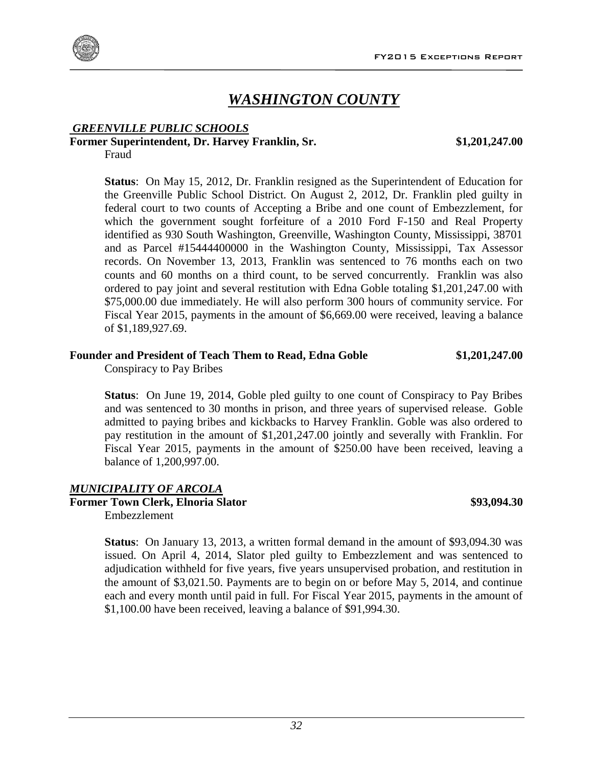# *WASHINGTON COUNTY*

***GREENVILLE PUBLIC SCHOOLS***

**Former Superintendent, Dr. Harvey Franklin, Sr. $1,201,247.00**

Fraud

**Status**: On May 15, 2012, Dr. Franklin resigned as the Superintendent of Education for the Greenville Public School District. On August 2, 2012, Dr. Franklin pled guilty in federal court to two counts of Accepting a Bribe and one count of Embezzlement, for which the government sought forfeiture of a 2010 Ford F-150 and Real Property identified as 930 South Washington, Greenville, Washington County, Mississippi, 38701 and as Parcel #15444400000 in the Washington County, Mississippi, Tax Assessor records. On November 13, 2013, Franklin was sentenced to 76 months each on two counts and 60 months on a third count, to be served concurrently. Franklin was also ordered to pay joint and several restitution with Edna Goble totaling $1,201,247.00 with $75,000.00 due immediately. He will also perform 300 hours of community service. For Fiscal Year 2015, payments in the amount of $6,669.00 were received, leaving a balance of $1,189,927.69.

**Founder and President of Teach Them to Read, Edna Goble $1,201,247.00**

Conspiracy to Pay Bribes

**Status**: On June 19, 2014, Goble pled guilty to one count of Conspiracy to Pay Bribes and was sentenced to 30 months in prison, and three years of supervised release. Goble admitted to paying bribes and kickbacks to Harvey Franklin. Goble was also ordered to pay restitution in the amount of $1,201,247.00 jointly and severally with Franklin. For Fiscal Year 2015, payments in the amount of $250.00 have been received, leaving a balance of 1,200,997.00.

***MUNICIPALITY OF ARCOLA***

**Former Town Clerk, Elnoria Slator $93,094.30**

Embezzlement

**Status**: On January 13, 2013, a written formal demand in the amount of $93,094.30 was issued. On April 4, 2014, Slator pled guilty to Embezzlement and was sentenced to adjudication withheld for five years, five years unsupervised probation, and restitution in the amount of $3,021.50. Payments are to begin on or before May 5, 2014, and continue each and every month until paid in full. For Fiscal Year 2015, payments in the amount of $1,100.00 have been received, leaving a balance of $91,994.30.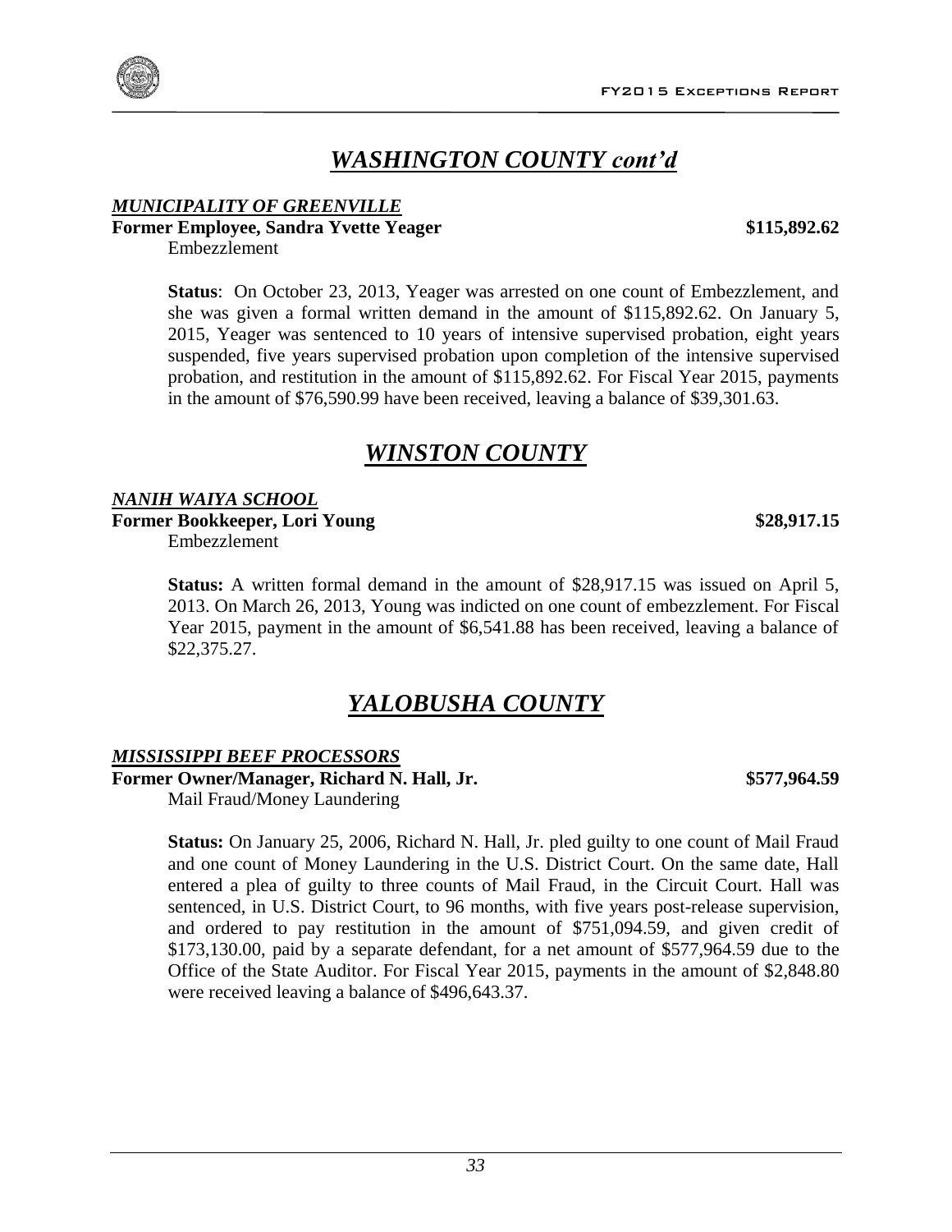## *WASHINGTON COUNTY cont'd*

***MUNICIPALITY OF GREENVILLE***

**Former Employee, Sandra Yvette Yeager** **$115,892.62**

Embezzlement

**Status**: On October 23, 2013, Yeager was arrested on one count of Embezzlement, and she was given a formal written demand in the amount of $115,892.62. On January 5, 2015, Yeager was sentenced to 10 years of intensive supervised probation, eight years suspended, five years supervised probation upon completion of the intensive supervised probation, and restitution in the amount of $115,892.62. For Fiscal Year 2015, payments in the amount of $76,590.99 have been received, leaving a balance of $39,301.63.

## *WINSTON COUNTY*

***NANIH WAIYA SCHOOL***

**Former Bookkeeper, Lori Young** **$28,917.15**

Embezzlement

**Status:** A written formal demand in the amount of $28,917.15 was issued on April 5, 2013. On March 26, 2013, Young was indicted on one count of embezzlement. For Fiscal Year 2015, payment in the amount of $6,541.88 has been received, leaving a balance of $22,375.27.

## *YALOBUSHA COUNTY*

***MISSISSIPPI BEEF PROCESSORS***

**Former Owner/Manager, Richard N. Hall, Jr.** **$577,964.59**

Mail Fraud/Money Laundering

**Status:** On January 25, 2006, Richard N. Hall, Jr. pled guilty to one count of Mail Fraud and one count of Money Laundering in the U.S. District Court. On the same date, Hall entered a plea of guilty to three counts of Mail Fraud, in the Circuit Court. Hall was sentenced, in U.S. District Court, to 96 months, with five years post-release supervision, and ordered to pay restitution in the amount of $751,094.59, and given credit of $173,130.00, paid by a separate defendant, for a net amount of $577,964.59 due to the Office of the State Auditor. For Fiscal Year 2015, payments in the amount of $2,848.80 were received leaving a balance of $496,643.37.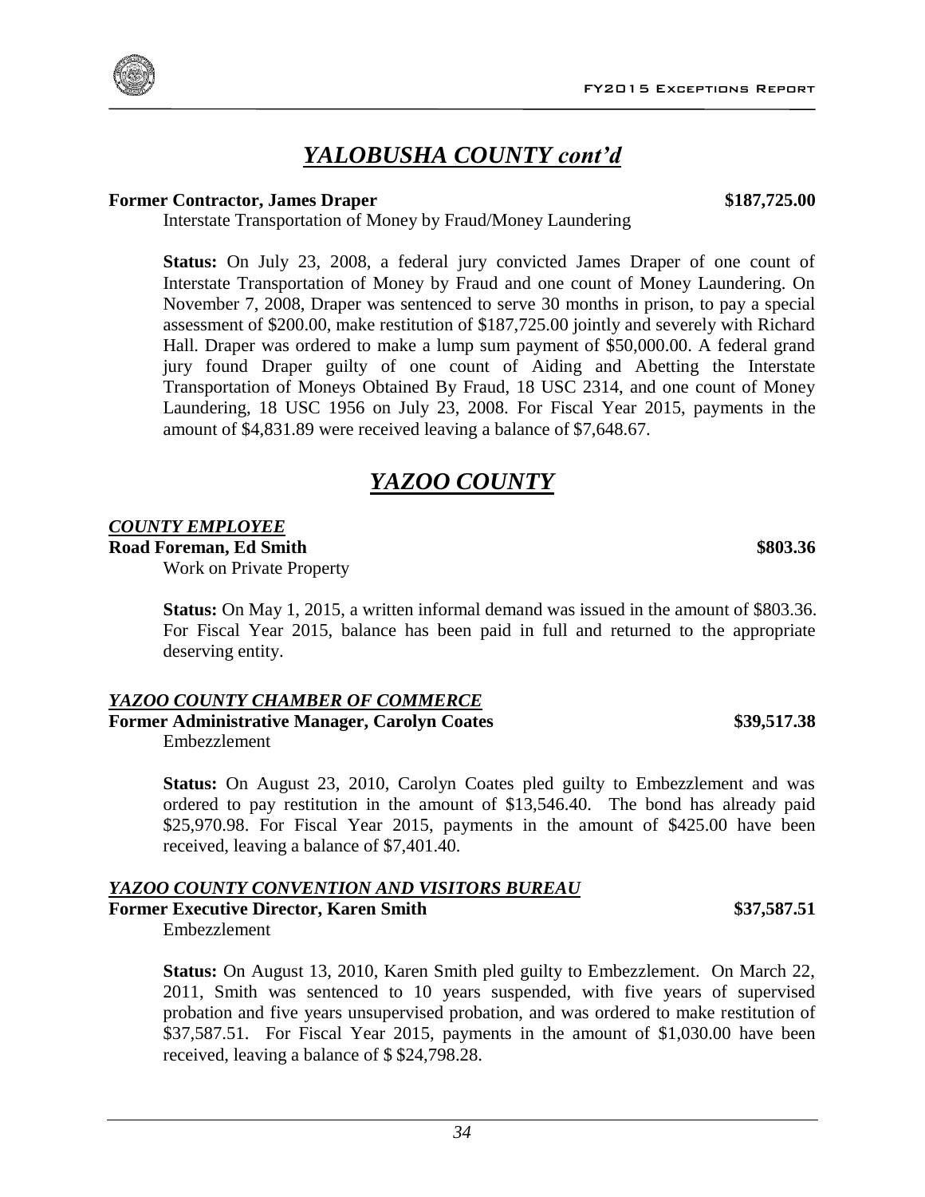## *YALOBUSHA COUNTY cont'd*

**Former Contractor, James Draper** **$187,725.00**

Interstate Transportation of Money by Fraud/Money Laundering

**Status:** On July 23, 2008, a federal jury convicted James Draper of one count of Interstate Transportation of Money by Fraud and one count of Money Laundering. On November 7, 2008, Draper was sentenced to serve 30 months in prison, to pay a special assessment of $200.00, make restitution of $187,725.00 jointly and severely with Richard Hall. Draper was ordered to make a lump sum payment of $50,000.00. A federal grand jury found Draper guilty of one count of Aiding and Abetting the Interstate Transportation of Moneys Obtained By Fraud, 18 USC 2314, and one count of Money Laundering, 18 USC 1956 on July 23, 2008. For Fiscal Year 2015, payments in the amount of $4,831.89 were received leaving a balance of $7,648.67.

## *YAZOO COUNTY*

### *COUNTY EMPLOYEE*

**Road Foreman, Ed Smith** **$803.36**

Work on Private Property

**Status:** On May 1, 2015, a written informal demand was issued in the amount of $803.36. For Fiscal Year 2015, balance has been paid in full and returned to the appropriate deserving entity.

### *YAZOO COUNTY CHAMBER OF COMMERCE*

**Former Administrative Manager, Carolyn Coates** **$39,517.38**

Embezzlement

**Status:** On August 23, 2010, Carolyn Coates pled guilty to Embezzlement and was ordered to pay restitution in the amount of $13,546.40. The bond has already paid $25,970.98. For Fiscal Year 2015, payments in the amount of $425.00 have been received, leaving a balance of $7,401.40.

### *YAZOO COUNTY CONVENTION AND VISITORS BUREAU*

**Former Executive Director, Karen Smith** **$37,587.51**

Embezzlement

**Status:** On August 13, 2010, Karen Smith pled guilty to Embezzlement. On March 22, 2011, Smith was sentenced to 10 years suspended, with five years of supervised probation and five years unsupervised probation, and was ordered to make restitution of $37,587.51. For Fiscal Year 2015, payments in the amount of $1,030.00 have been received, leaving a balance of $ $24,798.28.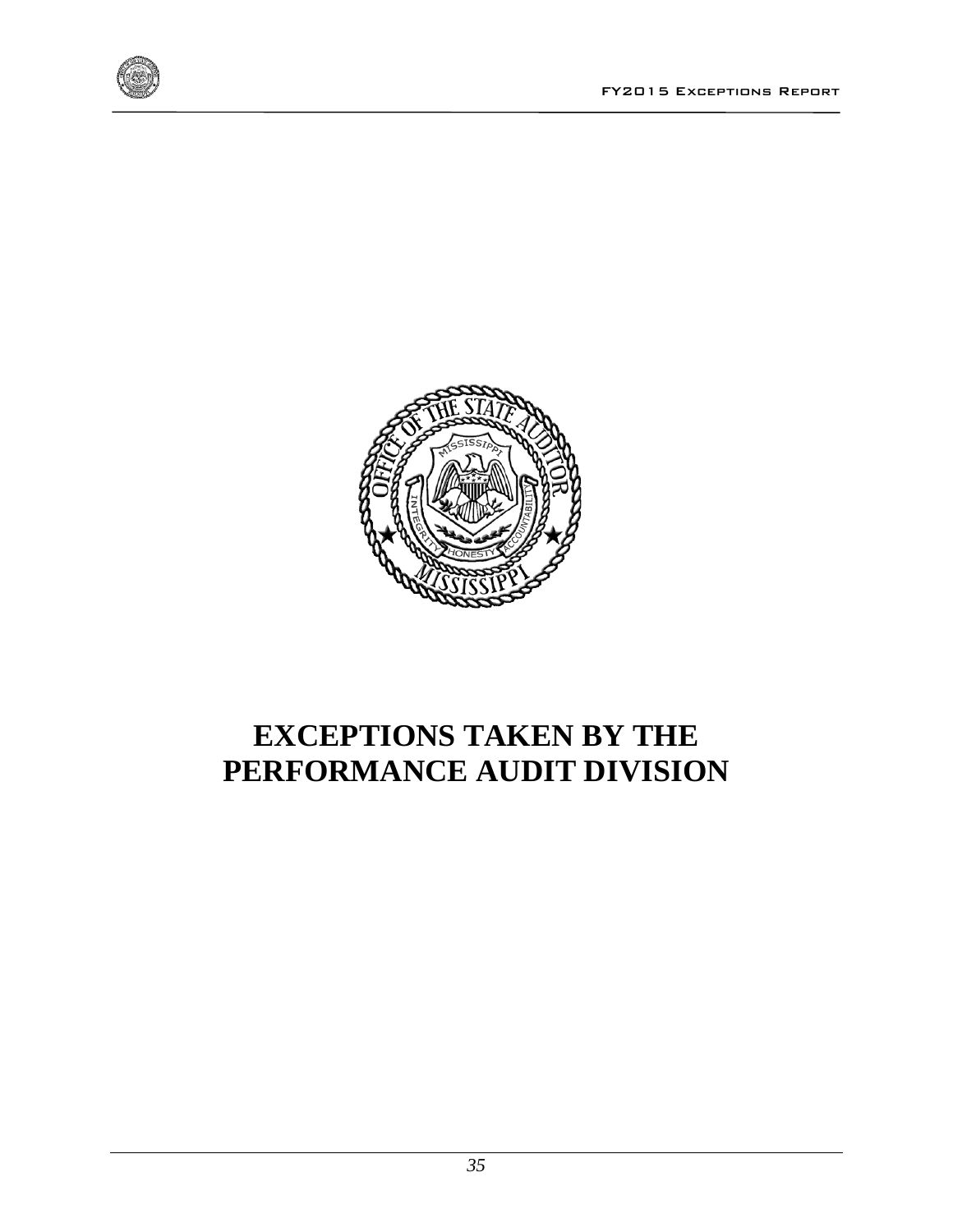# EXCEPTIONS TAKEN BY THE PERFORMANCE AUDIT DIVISION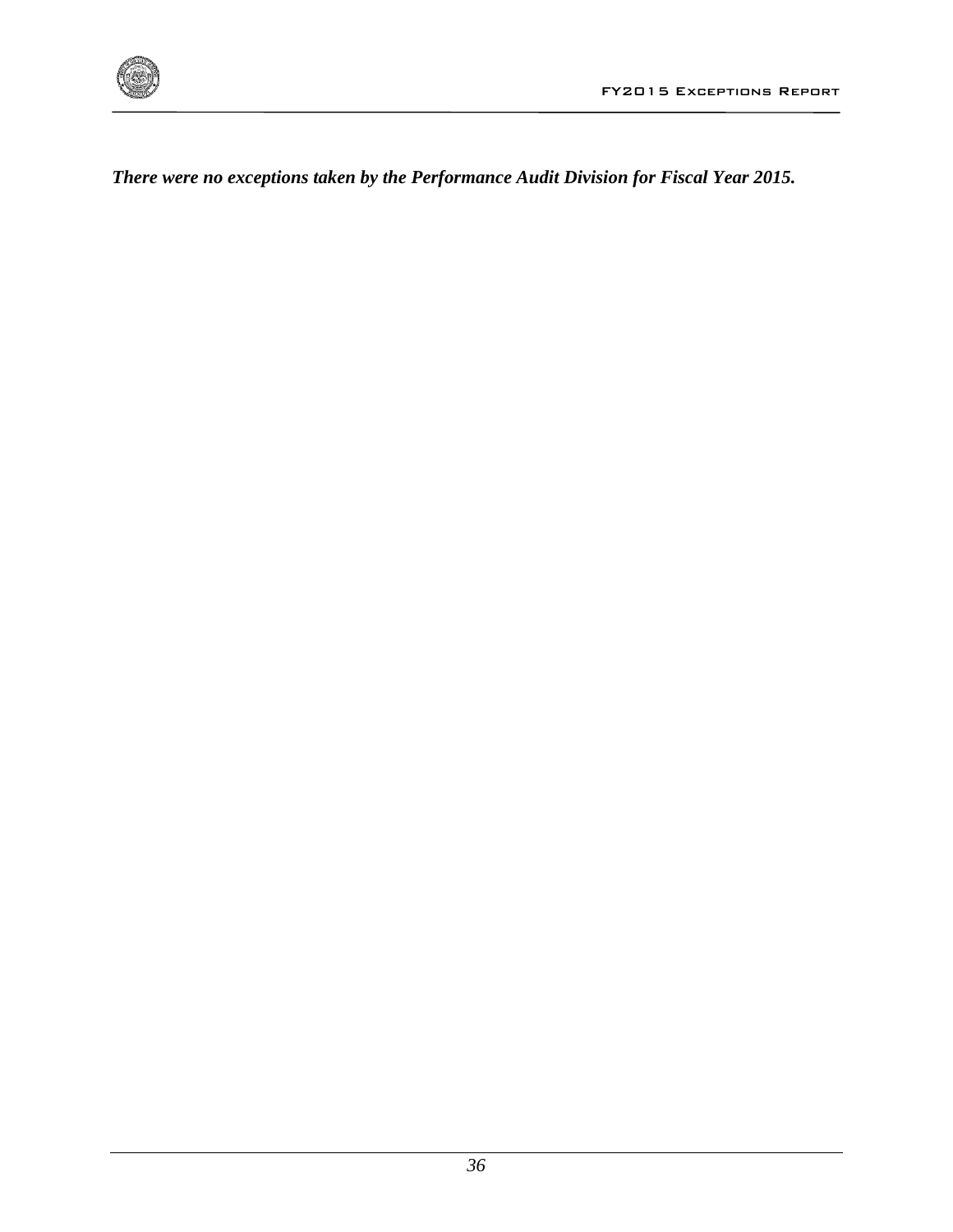***There were no exceptions taken by the Performance Audit Division for Fiscal Year 2015.***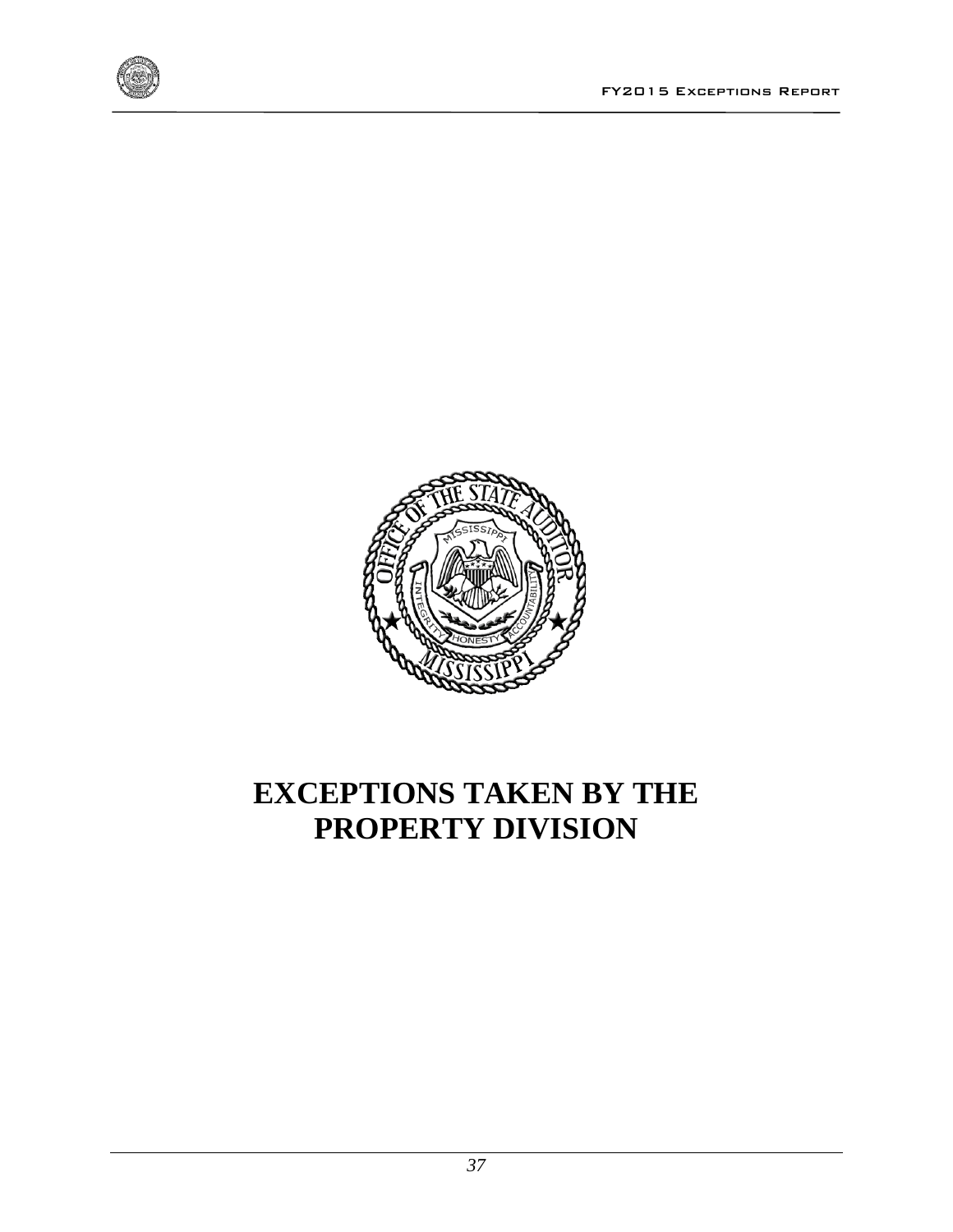# EXCEPTIONS TAKEN BY THE PROPERTY DIVISION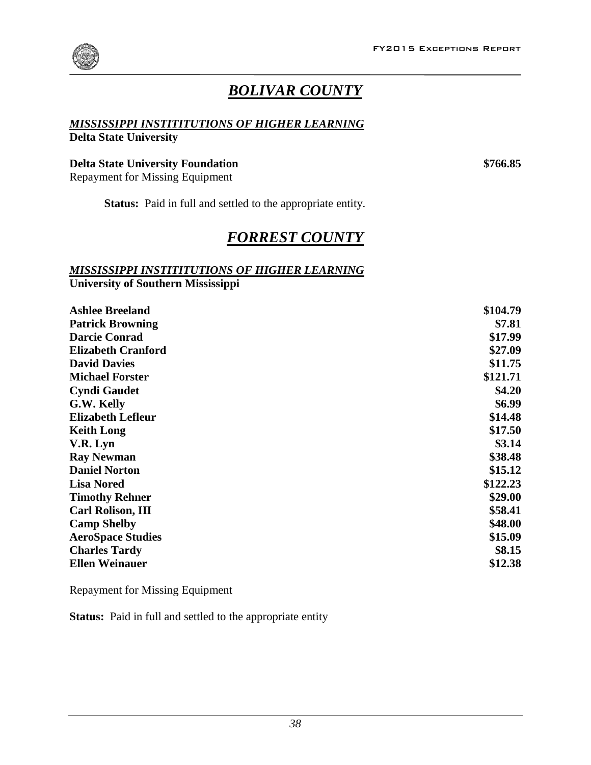# *BOLIVAR COUNTY*

***MISSISSIPPI INSTITITUTIONS OF HIGHER LEARNING***
**Delta State University**

| | |
|---|---|
| **Delta State University Foundation** | **$766.85** |

Repayment for Missing Equipment

**Status:** Paid in full and settled to the appropriate entity.

# *FORREST COUNTY*

***MISSISSIPPI INSTITITUTIONS OF HIGHER LEARNING***
**University of Southern Mississippi**

| | |
|---|---|
| **Ashlee Breeland** | **$104.79** |
| **Patrick Browning** | **$7.81** |
| **Darcie Conrad** | **$17.99** |
| **Elizabeth Cranford** | **$27.09** |
| **David Davies** | **$11.75** |
| **Michael Forster** | **$121.71** |
| **Cyndi Gaudet** | **$4.20** |
| **G.W. Kelly** | **$6.99** |
| **Elizabeth Lefleur** | **$14.48** |
| **Keith Long** | **$17.50** |
| **V.R. Lyn** | **$3.14** |
| **Ray Newman** | **$38.48** |
| **Daniel Norton** | **$15.12** |
| **Lisa Nored** | **$122.23** |
| **Timothy Rehner** | **$29.00** |
| **Carl Rolison, III** | **$58.41** |
| **Camp Shelby** | **$48.00** |
| **AeroSpace Studies** | **$15.09** |
| **Charles Tardy** | **$8.15** |
| **Ellen Weinauer** | **$12.38** |

Repayment for Missing Equipment

**Status:** Paid in full and settled to the appropriate entity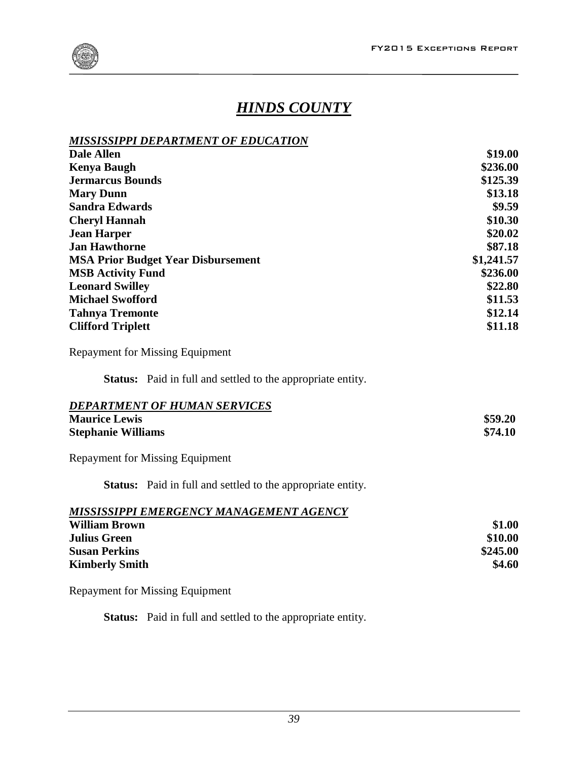# *HINDS COUNTY*

## *MISSISSIPPI DEPARTMENT OF EDUCATION*

| | |
|---|---|
| **Dale Allen** | **$19.00** |
| **Kenya Baugh** | **$236.00** |
| **Jermarcus Bounds** | **$125.39** |
| **Mary Dunn** | **$13.18** |
| **Sandra Edwards** | **$9.59** |
| **Cheryl Hannah** | **$10.30** |
| **Jean Harper** | **$20.02** |
| **Jan Hawthorne** | **$87.18** |
| **MSA Prior Budget Year Disbursement** | **$1,241.57** |
| **MSB Activity Fund** | **$236.00** |
| **Leonard Swilley** | **$22.80** |
| **Michael Swofford** | **$11.53** |
| **Tahnya Tremonte** | **$12.14** |
| **Clifford Triplett** | **$11.18** |

Repayment for Missing Equipment

**Status:** Paid in full and settled to the appropriate entity.

## *DEPARTMENT OF HUMAN SERVICES*

| | |
|---|---|
| **Maurice Lewis** | **$59.20** |
| **Stephanie Williams** | **$74.10** |

Repayment for Missing Equipment

**Status:** Paid in full and settled to the appropriate entity.

## *MISSISSIPPI EMERGENCY MANAGEMENT AGENCY*

| | |
|---|---|
| **William Brown** | **$1.00** |
| **Julius Green** | **$10.00** |
| **Susan Perkins** | **$245.00** |
| **Kimberly Smith** | **$4.60** |

Repayment for Missing Equipment

**Status:** Paid in full and settled to the appropriate entity.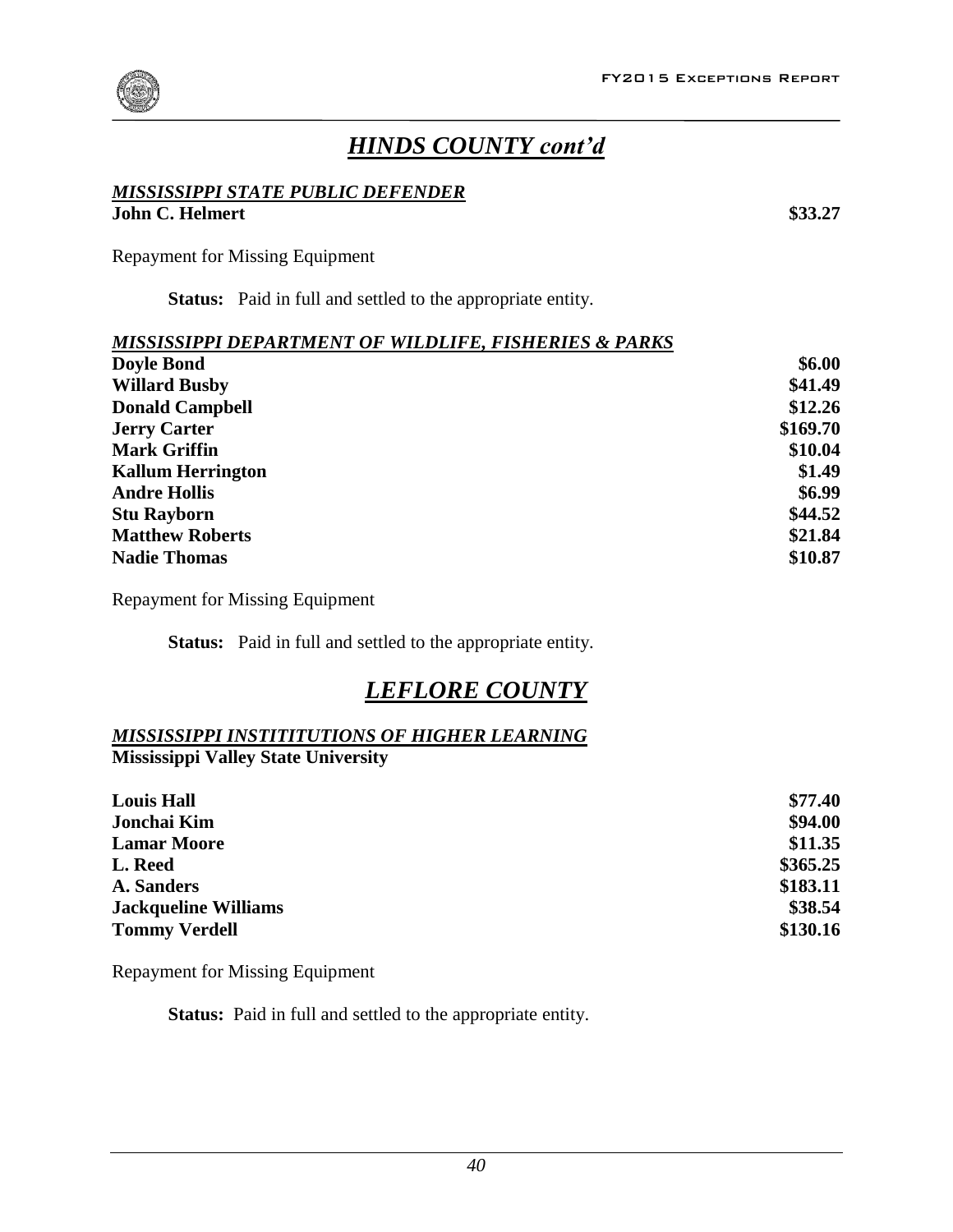## *HINDS COUNTY cont'd*

### *MISSISSIPPI STATE PUBLIC DEFENDER*

| | |
|---|---|
| **John C. Helmert** | **$33.27** |

Repayment for Missing Equipment

**Status:** Paid in full and settled to the appropriate entity.

### *MISSISSIPPI DEPARTMENT OF WILDLIFE, FISHERIES & PARKS*

| | |
|---|---|
| **Doyle Bond** | **$6.00** |
| **Willard Busby** | **$41.49** |
| **Donald Campbell** | **$12.26** |
| **Jerry Carter** | **$169.70** |
| **Mark Griffin** | **$10.04** |
| **Kallum Herrington** | **$1.49** |
| **Andre Hollis** | **$6.99** |
| **Stu Rayborn** | **$44.52** |
| **Matthew Roberts** | **$21.84** |
| **Nadie Thomas** | **$10.87** |

Repayment for Missing Equipment

**Status:** Paid in full and settled to the appropriate entity.

## *LEFLORE COUNTY*

### *MISSISSIPPI INSTITITUTIONS OF HIGHER LEARNING*

**Mississippi Valley State University**

| | |
|---|---|
| **Louis Hall** | **$77.40** |
| **Jonchai Kim** | **$94.00** |
| **Lamar Moore** | **$11.35** |
| **L. Reed** | **$365.25** |
| **A. Sanders** | **$183.11** |
| **Jackqueline Williams** | **$38.54** |
| **Tommy Verdell** | **$130.16** |

Repayment for Missing Equipment

**Status:** Paid in full and settled to the appropriate entity.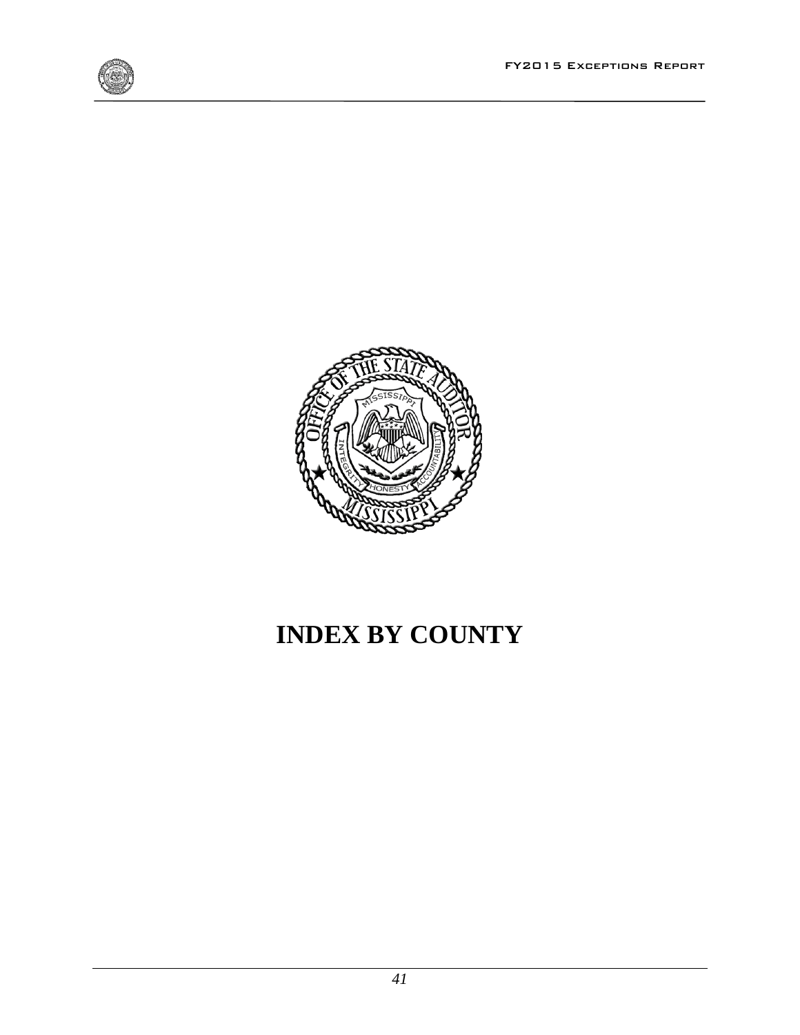# INDEX BY COUNTY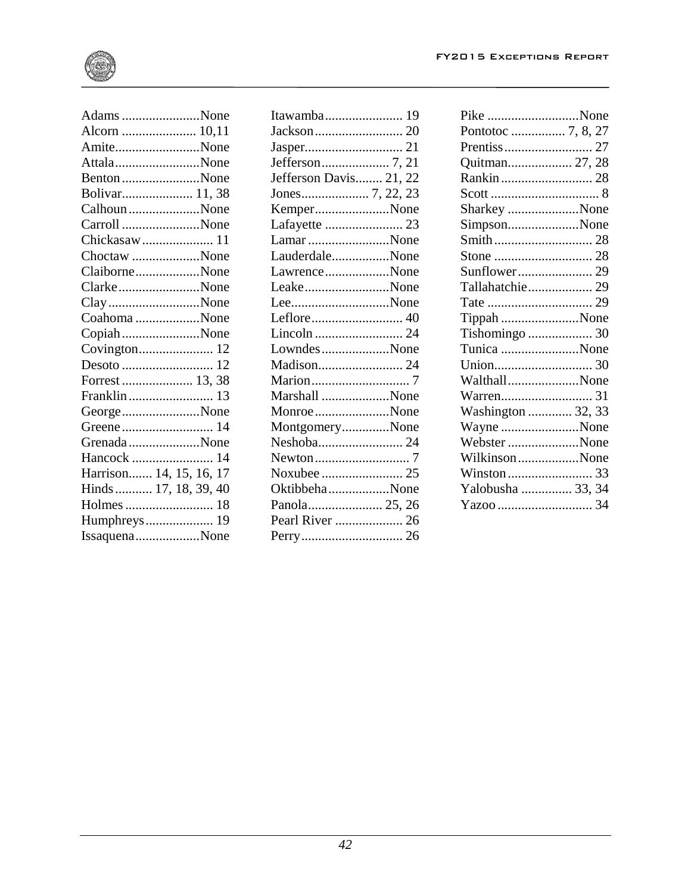Adams ....................... None
Alcorn ...................... 10,11
Amite......................... None
Attala......................... None
Benton ....................... None
Bolivar..................... 11, 38
Calhoun ..................... None
Carroll ....................... None
Chickasaw ..................... 11
Choctaw .................... None
Claiborne................... None
Clarke........................ None
Clay........................... None
Coahoma ................... None
Copiah ....................... None
Covington...................... 12
Desoto ........................... 12
Forrest ..................... 13, 38
Franklin ......................... 13
George....................... None
Greene ........................... 14
Grenada ..................... None
Hancock ........................ 14
Harrison....... 14, 15, 16, 17
Hinds ........... 17, 18, 39, 40
Holmes .......................... 18
Humphreys.................... 19
Issaquena................... None
Itawamba....................... 19
Jackson.......................... 20
Jasper............................. 21
Jefferson.................... 7, 21
Jefferson Davis........ 21, 22
Jones.................... 7, 22, 23
Kemper...................... None
Lafayette ....................... 23
Lamar ........................ None
Lauderdale................. None
Lawrence................... None
Leake......................... None
Lee............................. None
Leflore........................... 40
Lincoln .......................... 24
Lowndes.................... None
Madison......................... 24
Marion............................. 7
Marshall .................... None
Monroe...................... None
Montgomery.............. None
Neshoba......................... 24
Newton............................ 7
Noxubee ........................ 25
Oktibbeha.................. None
Panola...................... 25, 26
Pearl River .................... 26
Perry.............................. 26
Pike ........................... None
Pontotoc ................ 7, 8, 27
Prentiss.......................... 27
Quitman................... 27, 28
Rankin ........................... 28
Scott ................................ 8
Sharkey ..................... None
Simpson..................... None
Smith ............................ 28
Stone ............................. 28
Sunflower...................... 29
Tallahatchie................... 29
Tate ............................... 29
Tippah ....................... None
Tishomingo ................... 30
Tunica ....................... None
Union............................. 30
Walthall..................... None
Warren........................... 31
Washington ............. 32, 33
Wayne ....................... None
Webster ..................... None
Wilkinson.................. None
Winston ......................... 33
Yalobusha ............... 33, 34
Yazoo ............................ 34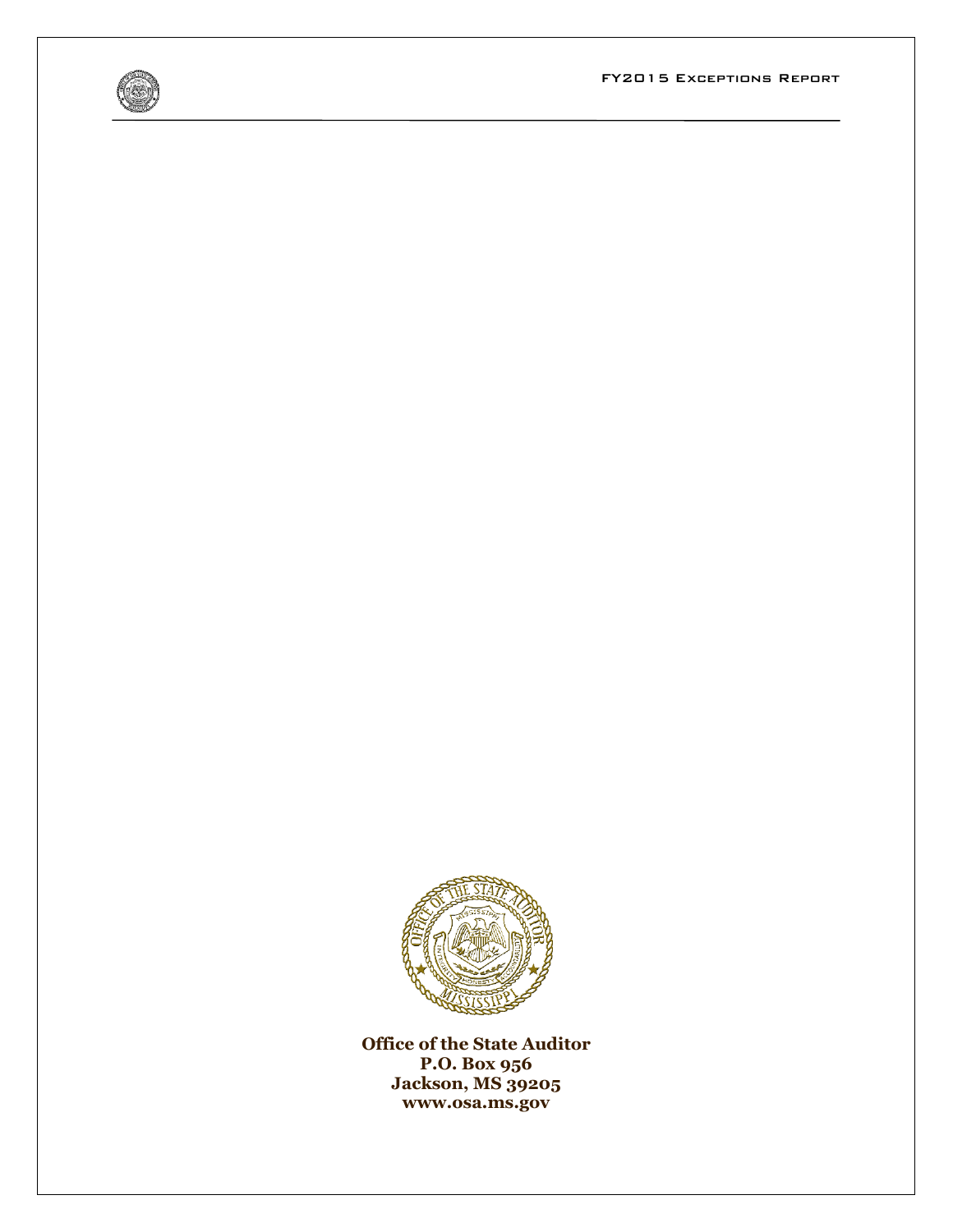**Office of the State Auditor**
**P.O. Box 956**
**Jackson, MS 39205**
**www.osa.ms.gov**